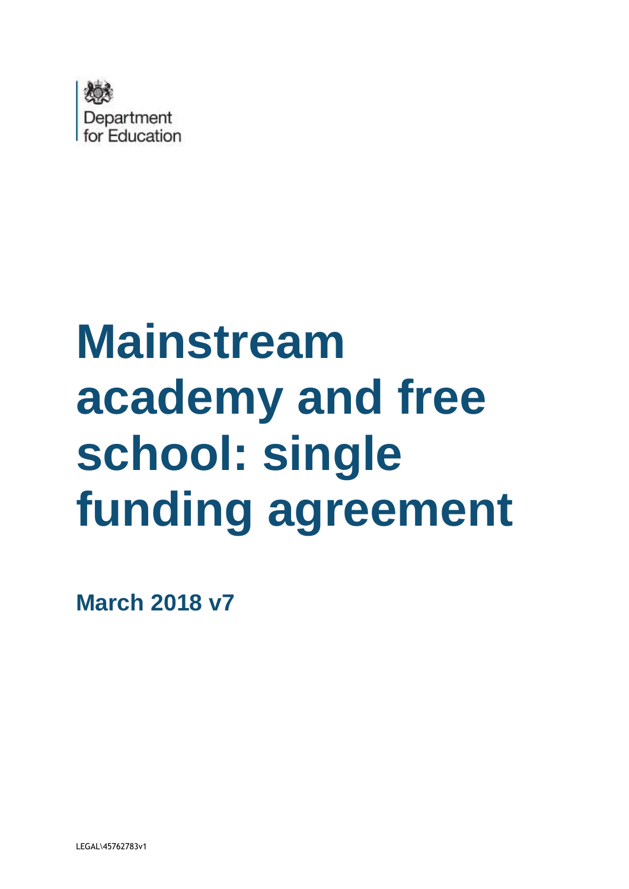Department for Education

# Mainstream academy and free school: single funding agreement

**March 2018 v7**

LEGAL\45762783v1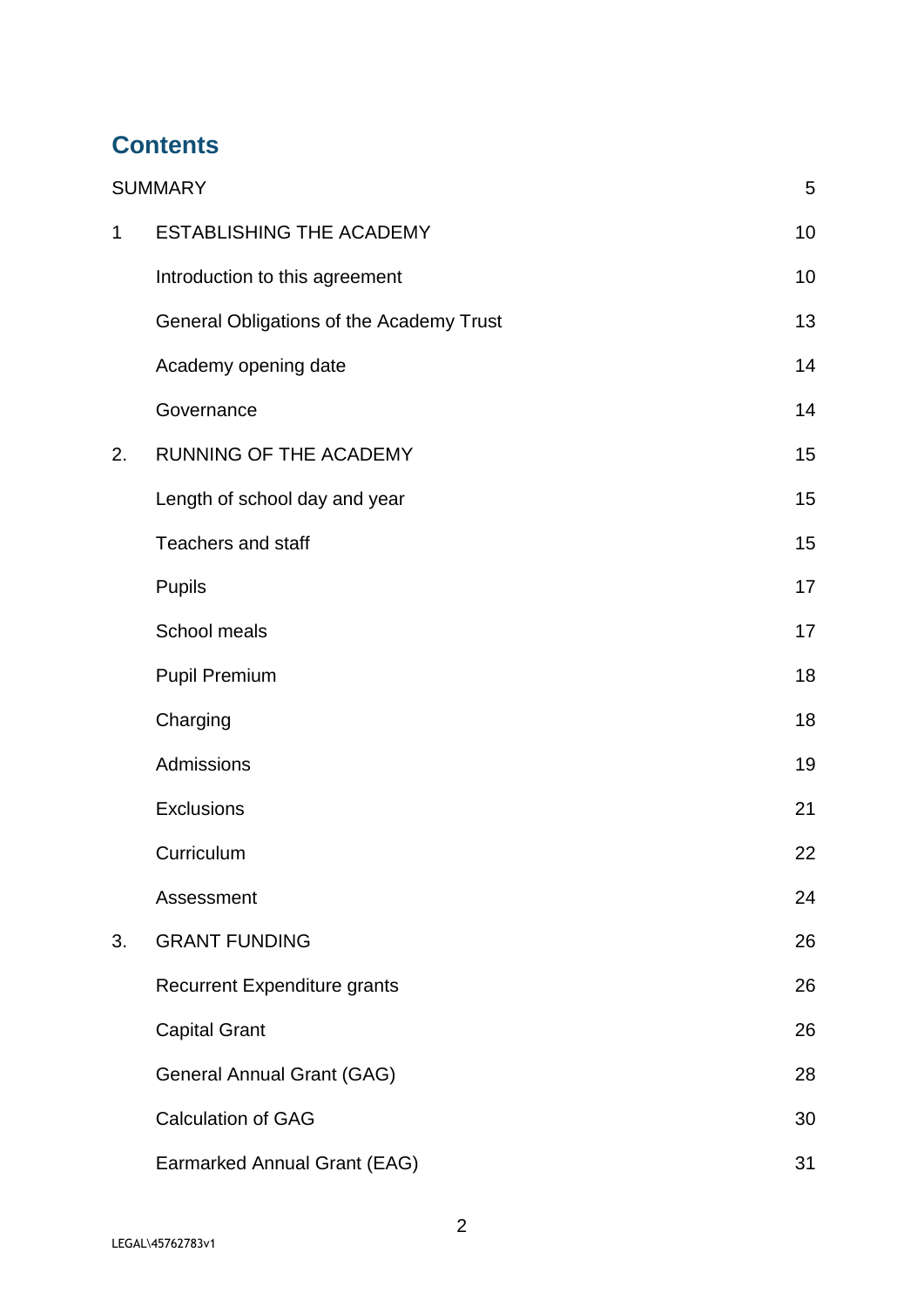# Contents

| | | |
|---|---|---|
| SUMMARY | | 5 |
| 1 | ESTABLISHING THE ACADEMY | 10 |
| | Introduction to this agreement | 10 |
| | General Obligations of the Academy Trust | 13 |
| | Academy opening date | 14 |
| | Governance | 14 |
| 2. | RUNNING OF THE ACADEMY | 15 |
| | Length of school day and year | 15 |
| | Teachers and staff | 15 |
| | Pupils | 17 |
| | School meals | 17 |
| | Pupil Premium | 18 |
| | Charging | 18 |
| | Admissions | 19 |
| | Exclusions | 21 |
| | Curriculum | 22 |
| | Assessment | 24 |
| 3. | GRANT FUNDING | 26 |
| | Recurrent Expenditure grants | 26 |
| | Capital Grant | 26 |
| | General Annual Grant (GAG) | 28 |
| | Calculation of GAG | 30 |
| | Earmarked Annual Grant (EAG) | 31 |

LEGAL\45762783v1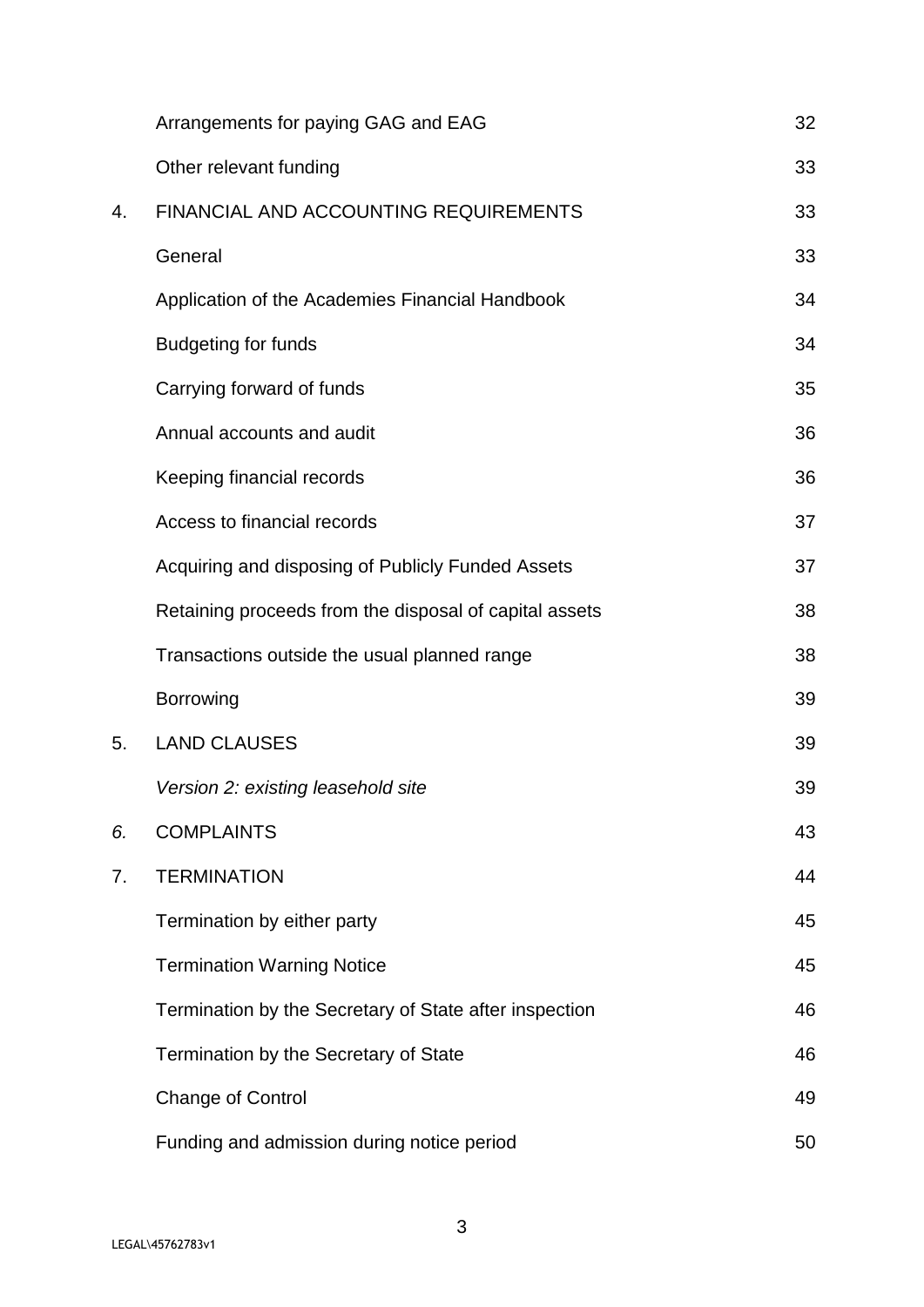| | | |
|---|---|---|
| | Arrangements for paying GAG and EAG | 32 |
| | Other relevant funding | 33 |
| 4. | FINANCIAL AND ACCOUNTING REQUIREMENTS | 33 |
| | General | 33 |
| | Application of the Academies Financial Handbook | 34 |
| | Budgeting for funds | 34 |
| | Carrying forward of funds | 35 |
| | Annual accounts and audit | 36 |
| | Keeping financial records | 36 |
| | Access to financial records | 37 |
| | Acquiring and disposing of Publicly Funded Assets | 37 |
| | Retaining proceeds from the disposal of capital assets | 38 |
| | Transactions outside the usual planned range | 38 |
| | Borrowing | 39 |
| 5. | LAND CLAUSES | 39 |
| | *Version 2: existing leasehold site* | 39 |
| *6.* | COMPLAINTS | 43 |
| 7. | TERMINATION | 44 |
| | Termination by either party | 45 |
| | Termination Warning Notice | 45 |
| | Termination by the Secretary of State after inspection | 46 |
| | Termination by the Secretary of State | 46 |
| | Change of Control | 49 |
| | Funding and admission during notice period | 50 |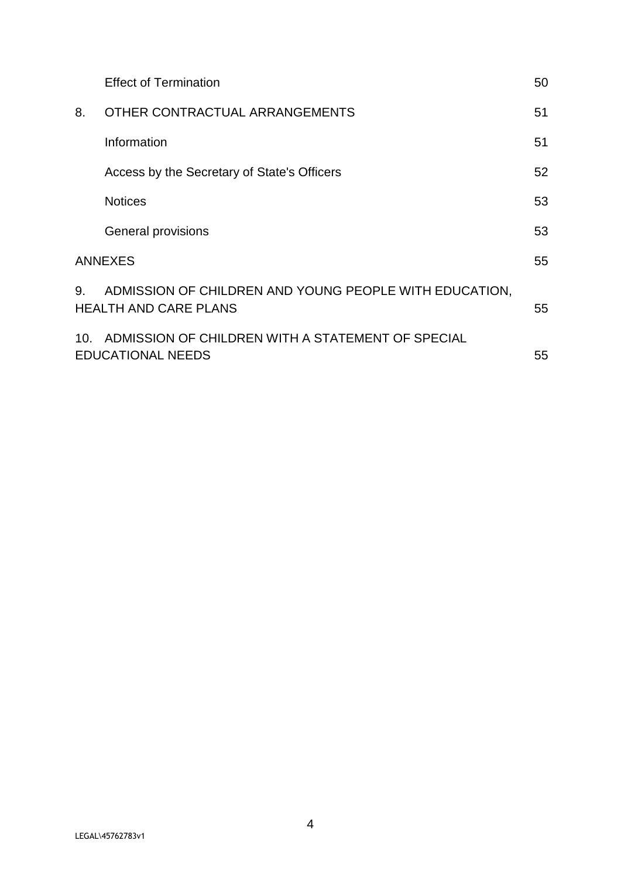| | | |
|---|---|---|
| | Effect of Termination | 50 |
| 8. | OTHER CONTRACTUAL ARRANGEMENTS | 51 |
| | Information | 51 |
| | Access by the Secretary of State's Officers | 52 |
| | Notices | 53 |
| | General provisions | 53 |
| ANNEXES | | 55 |
| 9. | ADMISSION OF CHILDREN AND YOUNG PEOPLE WITH EDUCATION, HEALTH AND CARE PLANS | 55 |
| 10. | ADMISSION OF CHILDREN WITH A STATEMENT OF SPECIAL EDUCATIONAL NEEDS | 55 |

LEGAL\45762783v1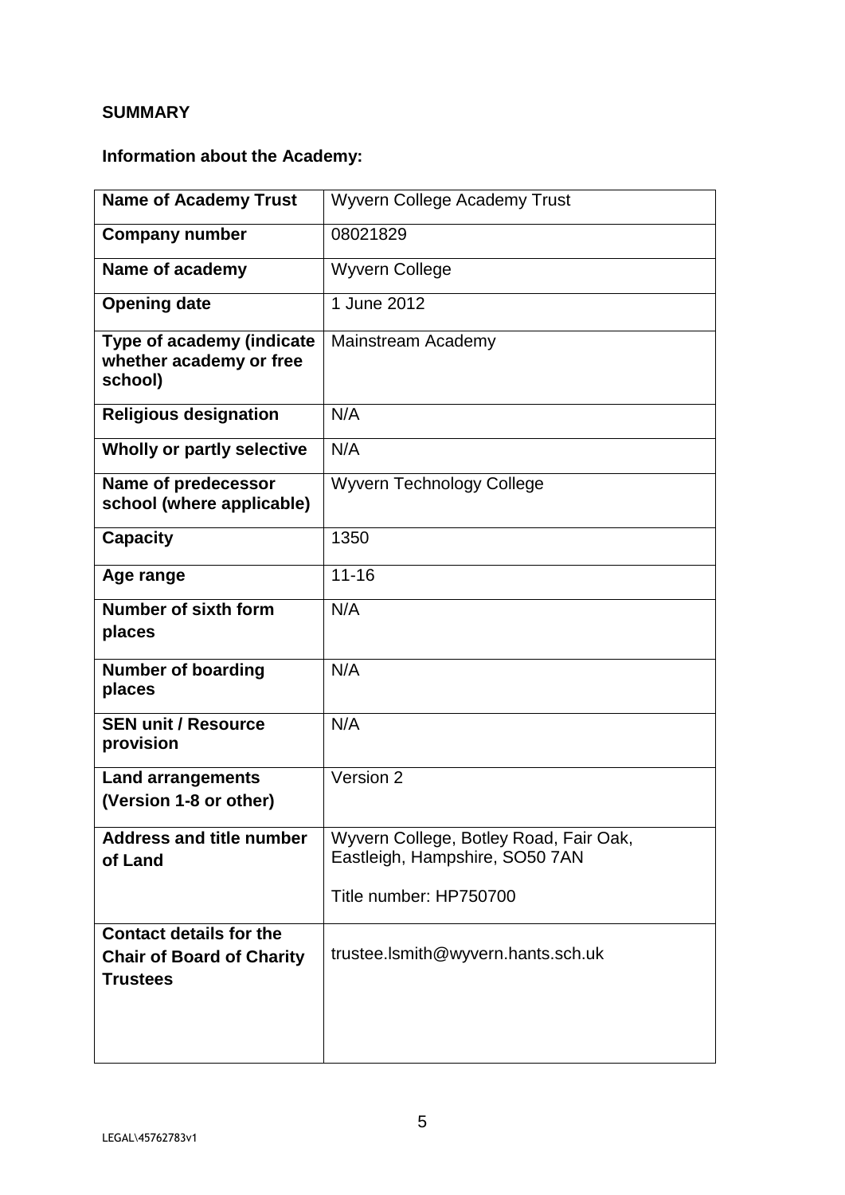**SUMMARY**

**Information about the Academy:**

| | |
|---|---|
| **Name of Academy Trust** | Wyvern College Academy Trust |
| **Company number** | 08021829 |
| **Name of academy** | Wyvern College |
| **Opening date** | 1 June 2012 |
| **Type of academy (indicate whether academy or free school)** | Mainstream Academy |
| **Religious designation** | N/A |
| **Wholly or partly selective** | N/A |
| **Name of predecessor school (where applicable)** | Wyvern Technology College |
| **Capacity** | 1350 |
| **Age range** | 11-16 |
| **Number of sixth form places** | N/A |
| **Number of boarding places** | N/A |
| **SEN unit / Resource provision** | N/A |
| **Land arrangements (Version 1-8 or other)** | Version 2 |
| **Address and title number of Land** | Wyvern College, Botley Road, Fair Oak, Eastleigh, Hampshire, SO50 7AN<br><br>Title number: HP750700 |
| **Contact details for the Chair of Board of Charity Trustees** | trustee.lsmith@wyvern.hants.sch.uk |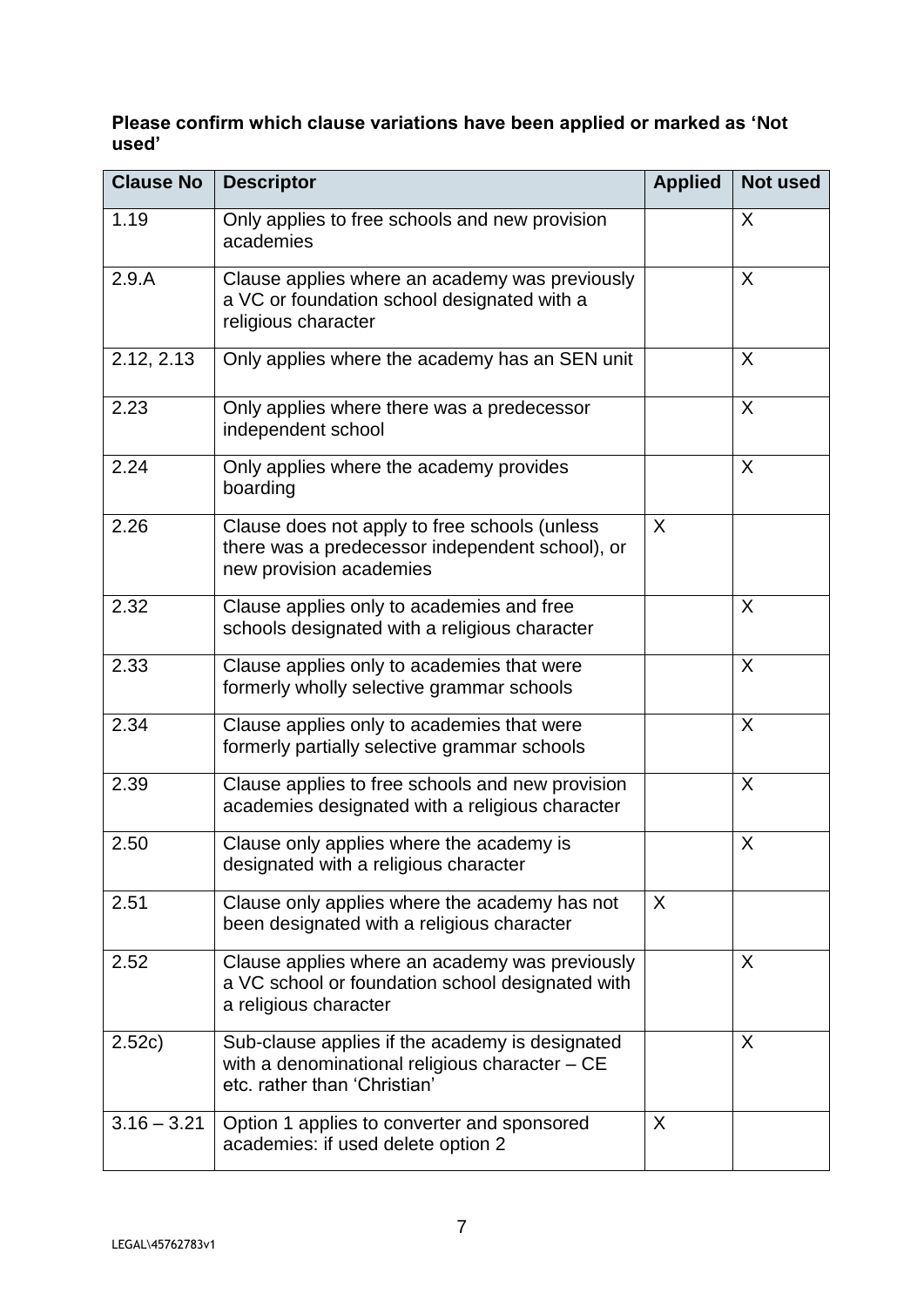**Please confirm which clause variations have been applied or marked as 'Not used'**

| Clause No | Descriptor | Applied | Not used |
| --- | --- | --- | --- |
| 1.19 | Only applies to free schools and new provision academies | | X |
| 2.9.A | Clause applies where an academy was previously a VC or foundation school designated with a religious character | | X |
| 2.12, 2.13 | Only applies where the academy has an SEN unit | | X |
| 2.23 | Only applies where there was a predecessor independent school | | X |
| 2.24 | Only applies where the academy provides boarding | | X |
| 2.26 | Clause does not apply to free schools (unless there was a predecessor independent school), or new provision academies | X | |
| 2.32 | Clause applies only to academies and free schools designated with a religious character | | X |
| 2.33 | Clause applies only to academies that were formerly wholly selective grammar schools | | X |
| 2.34 | Clause applies only to academies that were formerly partially selective grammar schools | | X |
| 2.39 | Clause applies to free schools and new provision academies designated with a religious character | | X |
| 2.50 | Clause only applies where the academy is designated with a religious character | | X |
| 2.51 | Clause only applies where the academy has not been designated with a religious character | X | |
| 2.52 | Clause applies where an academy was previously a VC school or foundation school designated with a religious character | | X |
| 2.52c) | Sub-clause applies if the academy is designated with a denominational religious character – CE etc. rather than 'Christian' | | X |
| 3.16 – 3.21 | Option 1 applies to converter and sponsored academies: if used delete option 2 | X | |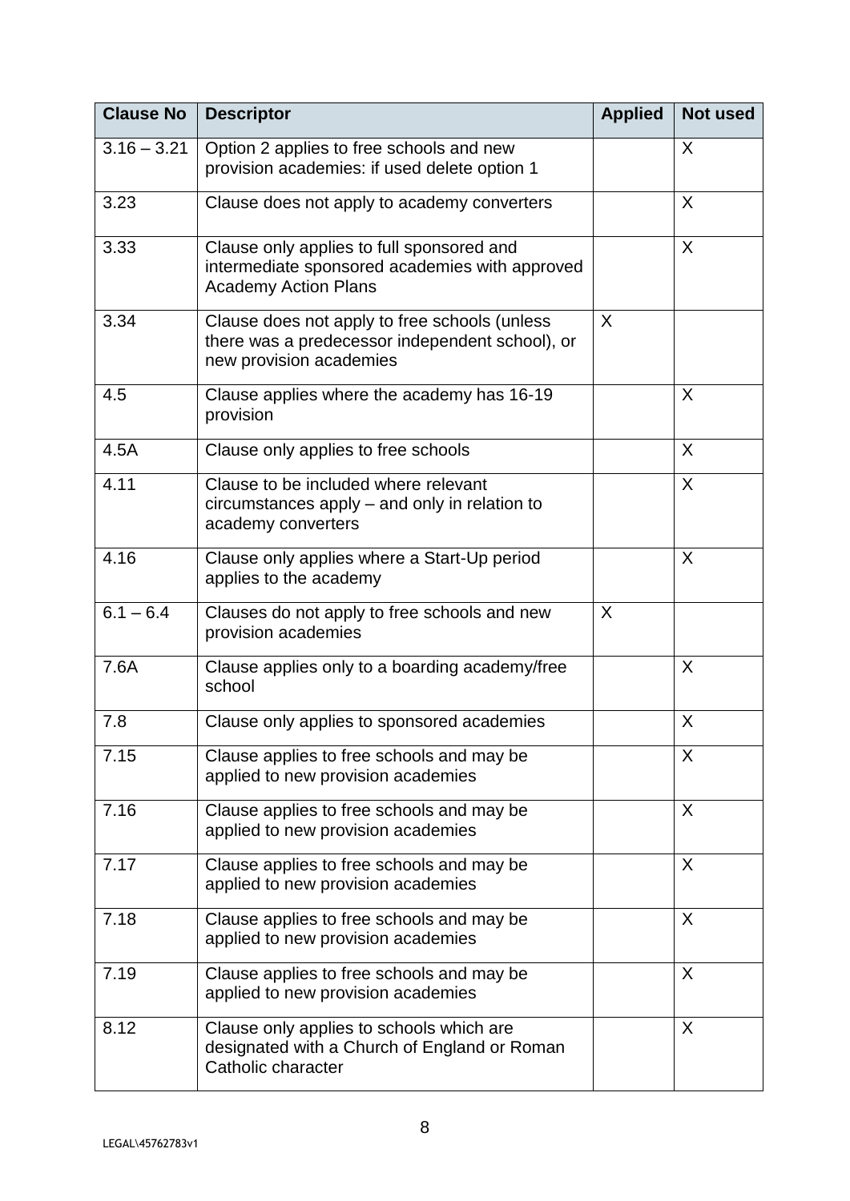| Clause No | Descriptor | Applied | Not used |
|---|---|---|---|
| 3.16 – 3.21 | Option 2 applies to free schools and new provision academies: if used delete option 1 | | X |
| 3.23 | Clause does not apply to academy converters | | X |
| 3.33 | Clause only applies to full sponsored and intermediate sponsored academies with approved Academy Action Plans | | X |
| 3.34 | Clause does not apply to free schools (unless there was a predecessor independent school), or new provision academies | X | |
| 4.5 | Clause applies where the academy has 16-19 provision | | X |
| 4.5A | Clause only applies to free schools | | X |
| 4.11 | Clause to be included where relevant circumstances apply – and only in relation to academy converters | | X |
| 4.16 | Clause only applies where a Start-Up period applies to the academy | | X |
| 6.1 – 6.4 | Clauses do not apply to free schools and new provision academies | X | |
| 7.6A | Clause applies only to a boarding academy/free school | | X |
| 7.8 | Clause only applies to sponsored academies | | X |
| 7.15 | Clause applies to free schools and may be applied to new provision academies | | X |
| 7.16 | Clause applies to free schools and may be applied to new provision academies | | X |
| 7.17 | Clause applies to free schools and may be applied to new provision academies | | X |
| 7.18 | Clause applies to free schools and may be applied to new provision academies | | X |
| 7.19 | Clause applies to free schools and may be applied to new provision academies | | X |
| 8.12 | Clause only applies to schools which are designated with a Church of England or Roman Catholic character | | X |

LEGAL\45762783v1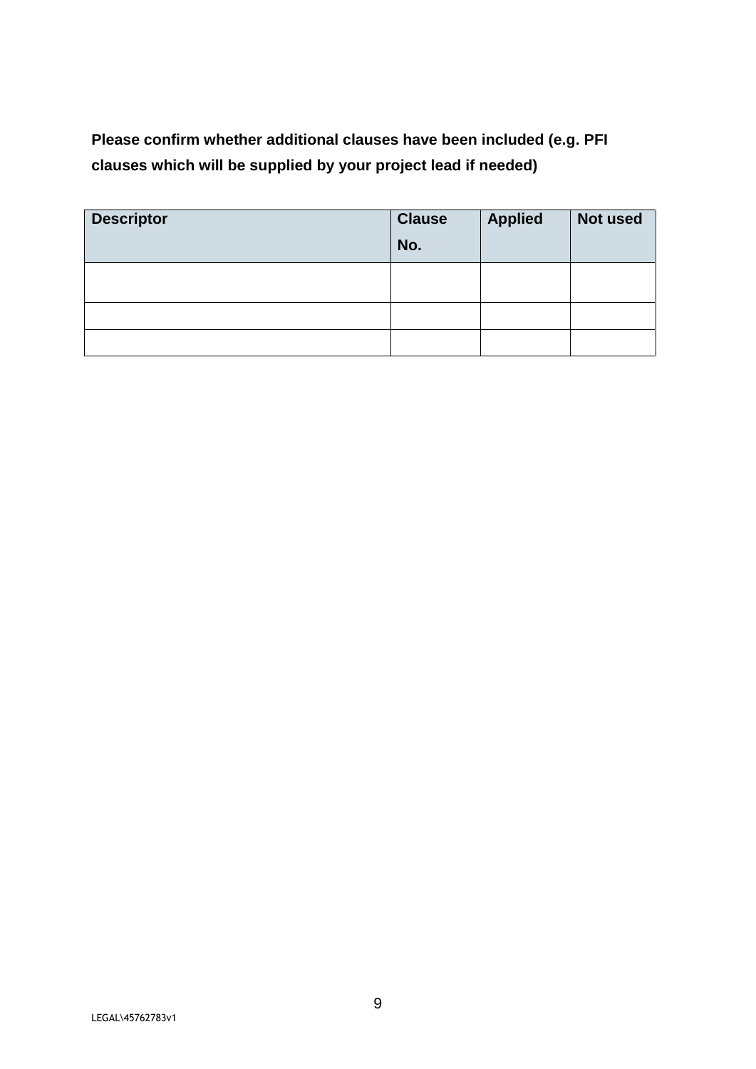**Please confirm whether additional clauses have been included (e.g. PFI clauses which will be supplied by your project lead if needed)**

| Descriptor | Clause No. | Applied | Not used |
|---|---|---|---|
| | | | |
| | | | |
| | | | |

LEGAL\45762783v1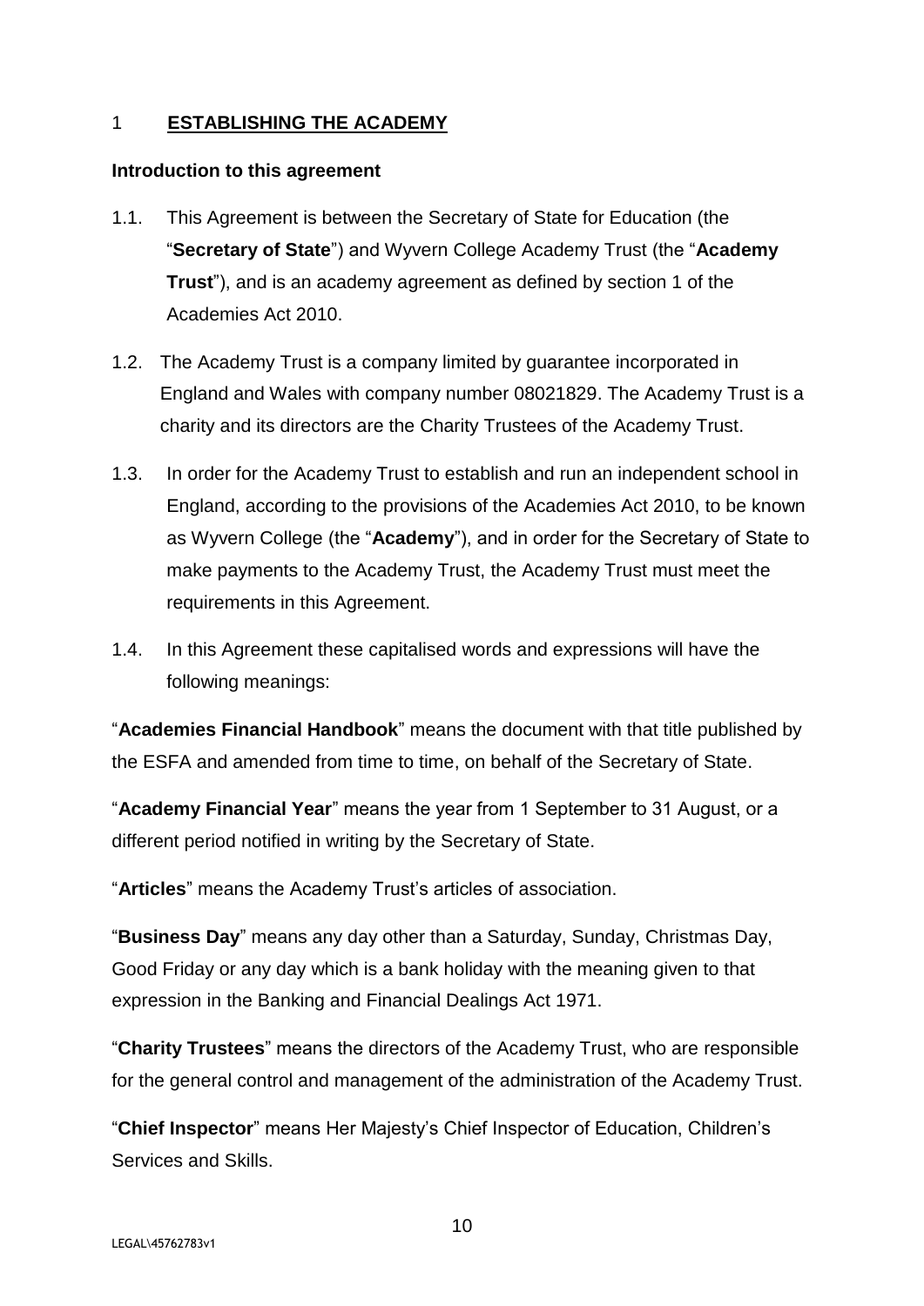# 1 ESTABLISHING THE ACADEMY

**Introduction to this agreement**

1.1. This Agreement is between the Secretary of State for Education (the "**Secretary of State**") and Wyvern College Academy Trust (the "**Academy Trust**"), and is an academy agreement as defined by section 1 of the Academies Act 2010.

1.2. The Academy Trust is a company limited by guarantee incorporated in England and Wales with company number 08021829. The Academy Trust is a charity and its directors are the Charity Trustees of the Academy Trust.

1.3. In order for the Academy Trust to establish and run an independent school in England, according to the provisions of the Academies Act 2010, to be known as Wyvern College (the "**Academy**"), and in order for the Secretary of State to make payments to the Academy Trust, the Academy Trust must meet the requirements in this Agreement.

1.4. In this Agreement these capitalised words and expressions will have the following meanings:

"**Academies Financial Handbook**" means the document with that title published by the ESFA and amended from time to time, on behalf of the Secretary of State.

"**Academy Financial Year**" means the year from 1 September to 31 August, or a different period notified in writing by the Secretary of State.

"**Articles**" means the Academy Trust's articles of association.

"**Business Day**" means any day other than a Saturday, Sunday, Christmas Day, Good Friday or any day which is a bank holiday with the meaning given to that expression in the Banking and Financial Dealings Act 1971.

"**Charity Trustees**" means the directors of the Academy Trust, who are responsible for the general control and management of the administration of the Academy Trust.

"**Chief Inspector**" means Her Majesty's Chief Inspector of Education, Children's Services and Skills.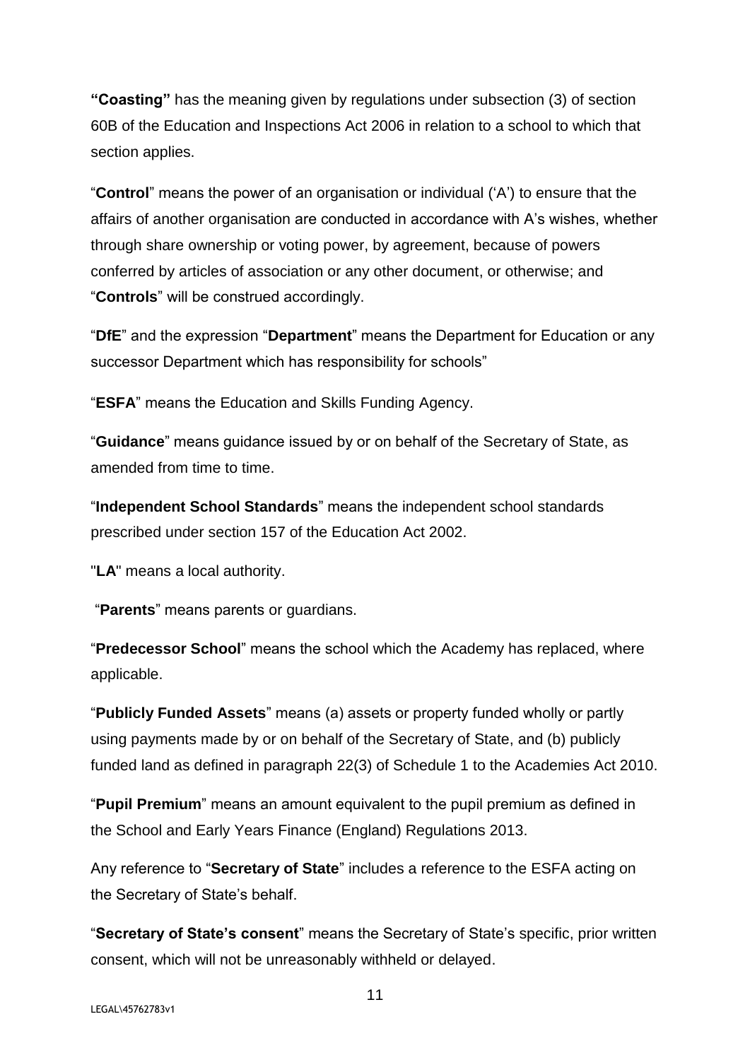**"Coasting"** has the meaning given by regulations under subsection (3) of section 60B of the Education and Inspections Act 2006 in relation to a school to which that section applies.

"**Control**" means the power of an organisation or individual ('A') to ensure that the affairs of another organisation are conducted in accordance with A's wishes, whether through share ownership or voting power, by agreement, because of powers conferred by articles of association or any other document, or otherwise; and "**Controls**" will be construed accordingly.

"**DfE**" and the expression "**Department**" means the Department for Education or any successor Department which has responsibility for schools"

"**ESFA**" means the Education and Skills Funding Agency.

"**Guidance**" means guidance issued by or on behalf of the Secretary of State, as amended from time to time.

"**Independent School Standards**" means the independent school standards prescribed under section 157 of the Education Act 2002.

"**LA**" means a local authority.

"**Parents**" means parents or guardians.

"**Predecessor School**" means the school which the Academy has replaced, where applicable.

"**Publicly Funded Assets**" means (a) assets or property funded wholly or partly using payments made by or on behalf of the Secretary of State, and (b) publicly funded land as defined in paragraph 22(3) of Schedule 1 to the Academies Act 2010.

"**Pupil Premium**" means an amount equivalent to the pupil premium as defined in the School and Early Years Finance (England) Regulations 2013.

Any reference to "**Secretary of State**" includes a reference to the ESFA acting on the Secretary of State's behalf.

"**Secretary of State's consent**" means the Secretary of State's specific, prior written consent, which will not be unreasonably withheld or delayed.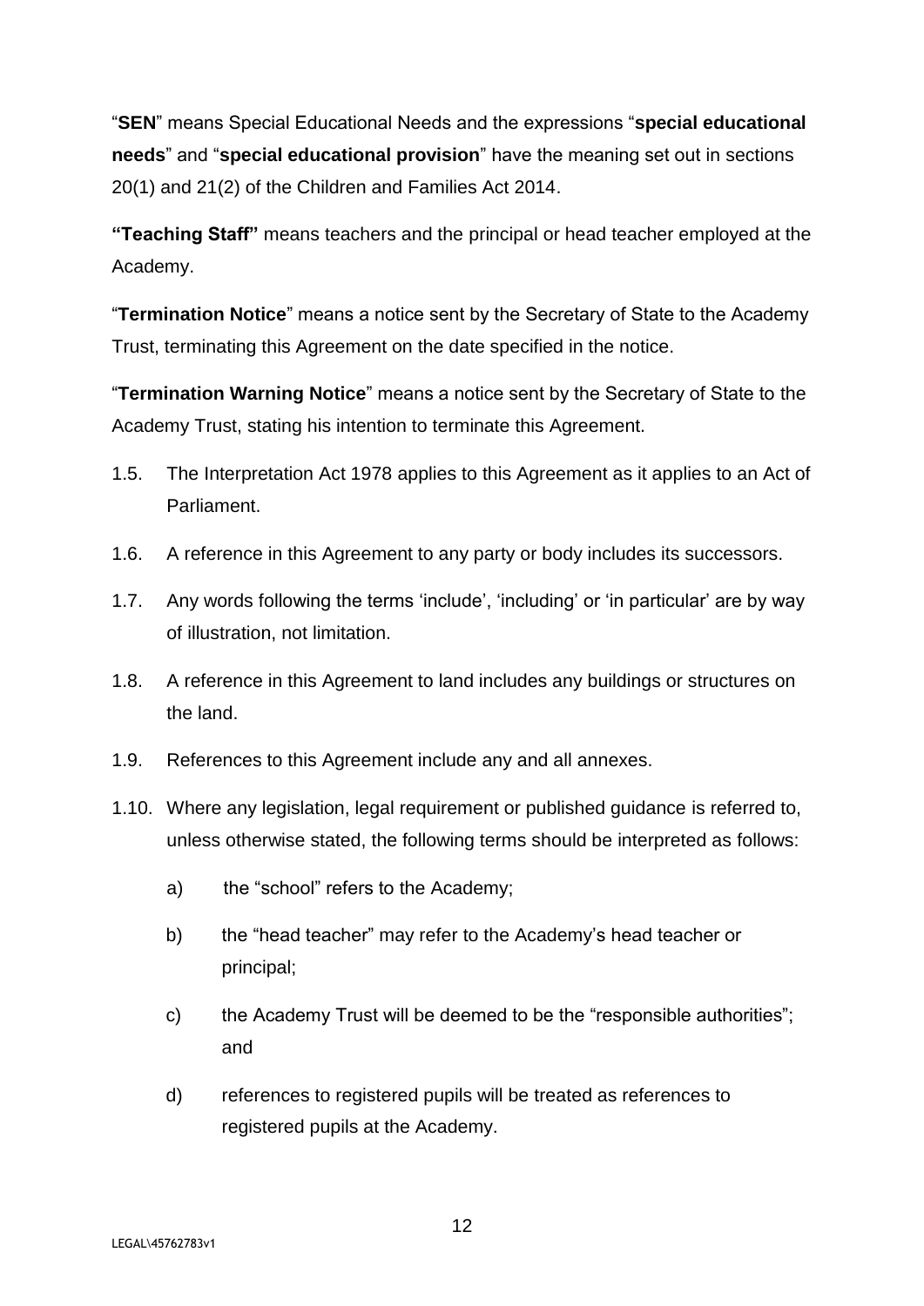"**SEN**" means Special Educational Needs and the expressions "**special educational needs**" and "**special educational provision**" have the meaning set out in sections 20(1) and 21(2) of the Children and Families Act 2014.

**"Teaching Staff"** means teachers and the principal or head teacher employed at the Academy.

"**Termination Notice**" means a notice sent by the Secretary of State to the Academy Trust, terminating this Agreement on the date specified in the notice.

"**Termination Warning Notice**" means a notice sent by the Secretary of State to the Academy Trust, stating his intention to terminate this Agreement.

1.5. The Interpretation Act 1978 applies to this Agreement as it applies to an Act of Parliament.

1.6. A reference in this Agreement to any party or body includes its successors.

1.7. Any words following the terms 'include', 'including' or 'in particular' are by way of illustration, not limitation.

1.8. A reference in this Agreement to land includes any buildings or structures on the land.

1.9. References to this Agreement include any and all annexes.

1.10. Where any legislation, legal requirement or published guidance is referred to, unless otherwise stated, the following terms should be interpreted as follows:

   a) the "school" refers to the Academy;

   b) the "head teacher" may refer to the Academy's head teacher or principal;

   c) the Academy Trust will be deemed to be the "responsible authorities"; and

   d) references to registered pupils will be treated as references to registered pupils at the Academy.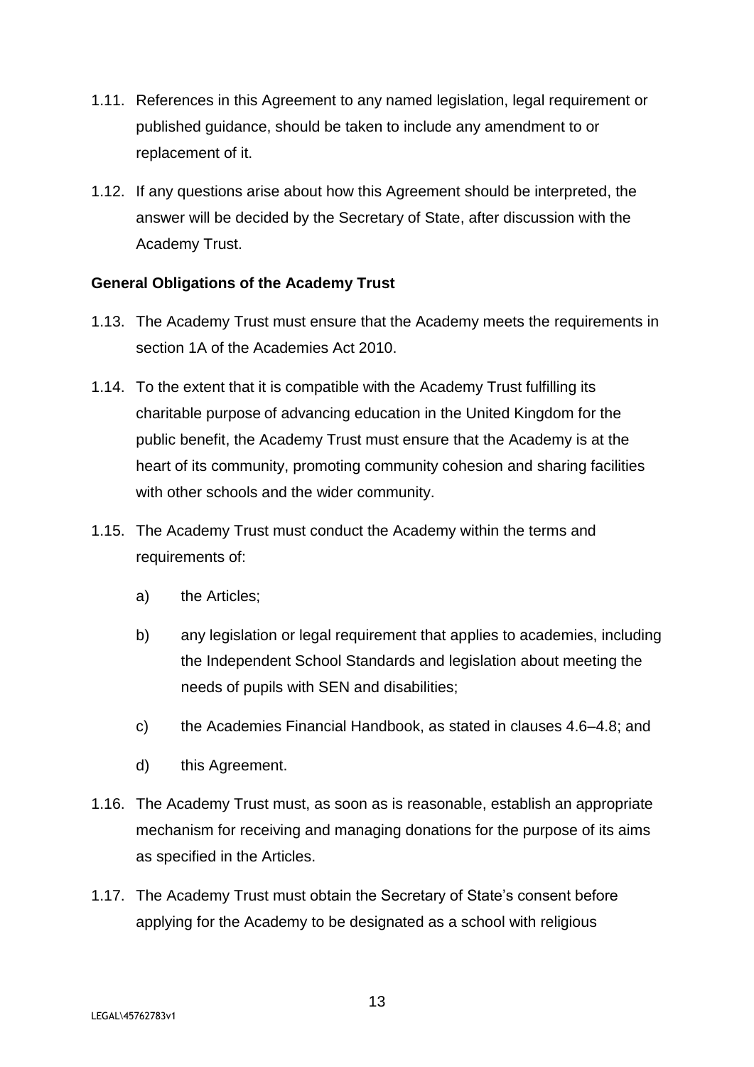1.11. References in this Agreement to any named legislation, legal requirement or published guidance, should be taken to include any amendment to or replacement of it.

1.12. If any questions arise about how this Agreement should be interpreted, the answer will be decided by the Secretary of State, after discussion with the Academy Trust.

**General Obligations of the Academy Trust**

1.13. The Academy Trust must ensure that the Academy meets the requirements in section 1A of the Academies Act 2010.

1.14. To the extent that it is compatible with the Academy Trust fulfilling its charitable purpose of advancing education in the United Kingdom for the public benefit, the Academy Trust must ensure that the Academy is at the heart of its community, promoting community cohesion and sharing facilities with other schools and the wider community.

1.15. The Academy Trust must conduct the Academy within the terms and requirements of:

a) the Articles;

b) any legislation or legal requirement that applies to academies, including the Independent School Standards and legislation about meeting the needs of pupils with SEN and disabilities;

c) the Academies Financial Handbook, as stated in clauses 4.6–4.8; and

d) this Agreement.

1.16. The Academy Trust must, as soon as is reasonable, establish an appropriate mechanism for receiving and managing donations for the purpose of its aims as specified in the Articles.

1.17. The Academy Trust must obtain the Secretary of State's consent before applying for the Academy to be designated as a school with religious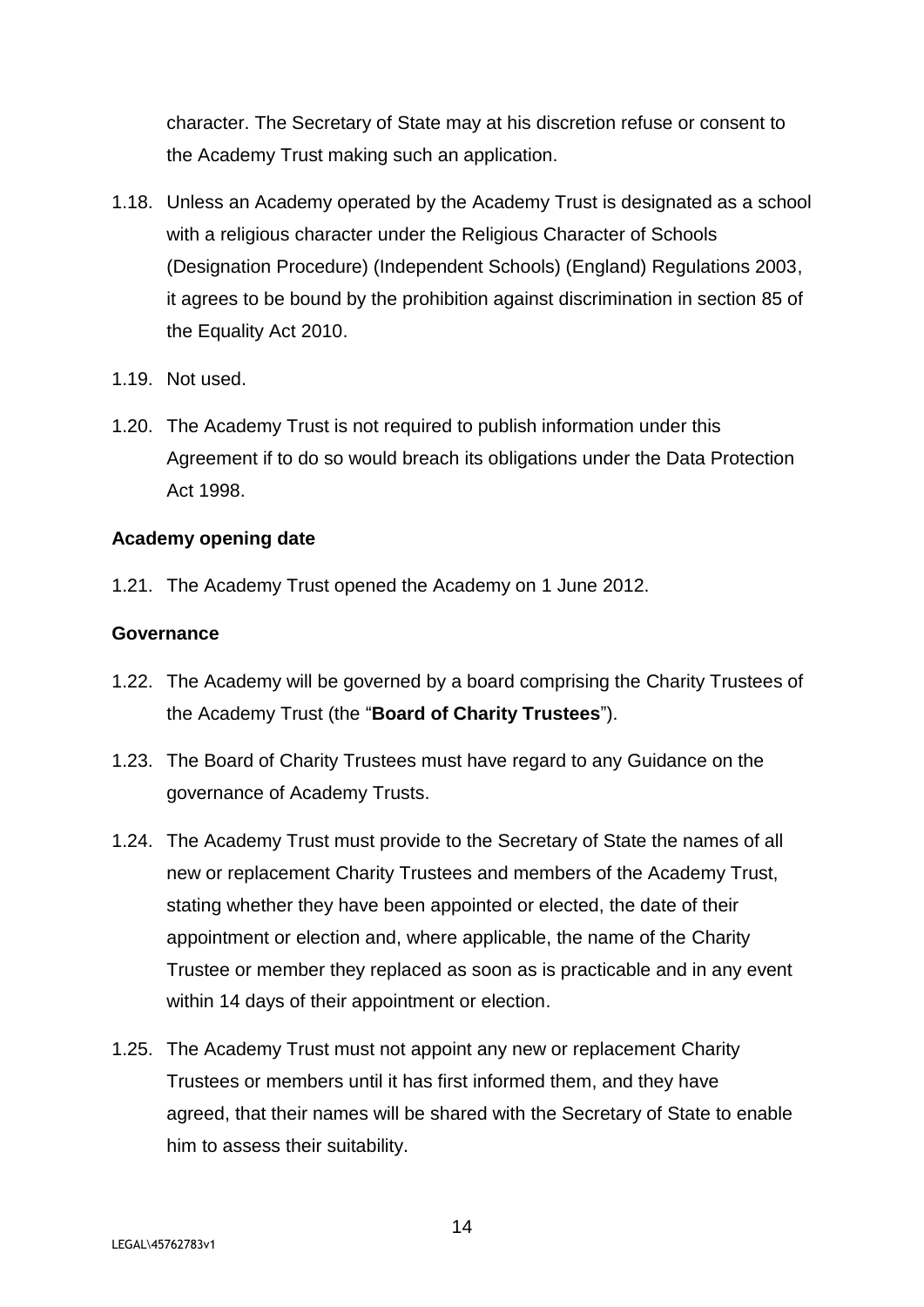character. The Secretary of State may at his discretion refuse or consent to the Academy Trust making such an application.

1.18. Unless an Academy operated by the Academy Trust is designated as a school with a religious character under the Religious Character of Schools (Designation Procedure) (Independent Schools) (England) Regulations 2003, it agrees to be bound by the prohibition against discrimination in section 85 of the Equality Act 2010.

1.19. Not used.

1.20. The Academy Trust is not required to publish information under this Agreement if to do so would breach its obligations under the Data Protection Act 1998.

**Academy opening date**

1.21. The Academy Trust opened the Academy on 1 June 2012.

**Governance**

1.22. The Academy will be governed by a board comprising the Charity Trustees of the Academy Trust (the "**Board of Charity Trustees**").

1.23. The Board of Charity Trustees must have regard to any Guidance on the governance of Academy Trusts.

1.24. The Academy Trust must provide to the Secretary of State the names of all new or replacement Charity Trustees and members of the Academy Trust, stating whether they have been appointed or elected, the date of their appointment or election and, where applicable, the name of the Charity Trustee or member they replaced as soon as is practicable and in any event within 14 days of their appointment or election.

1.25. The Academy Trust must not appoint any new or replacement Charity Trustees or members until it has first informed them, and they have agreed, that their names will be shared with the Secretary of State to enable him to assess their suitability.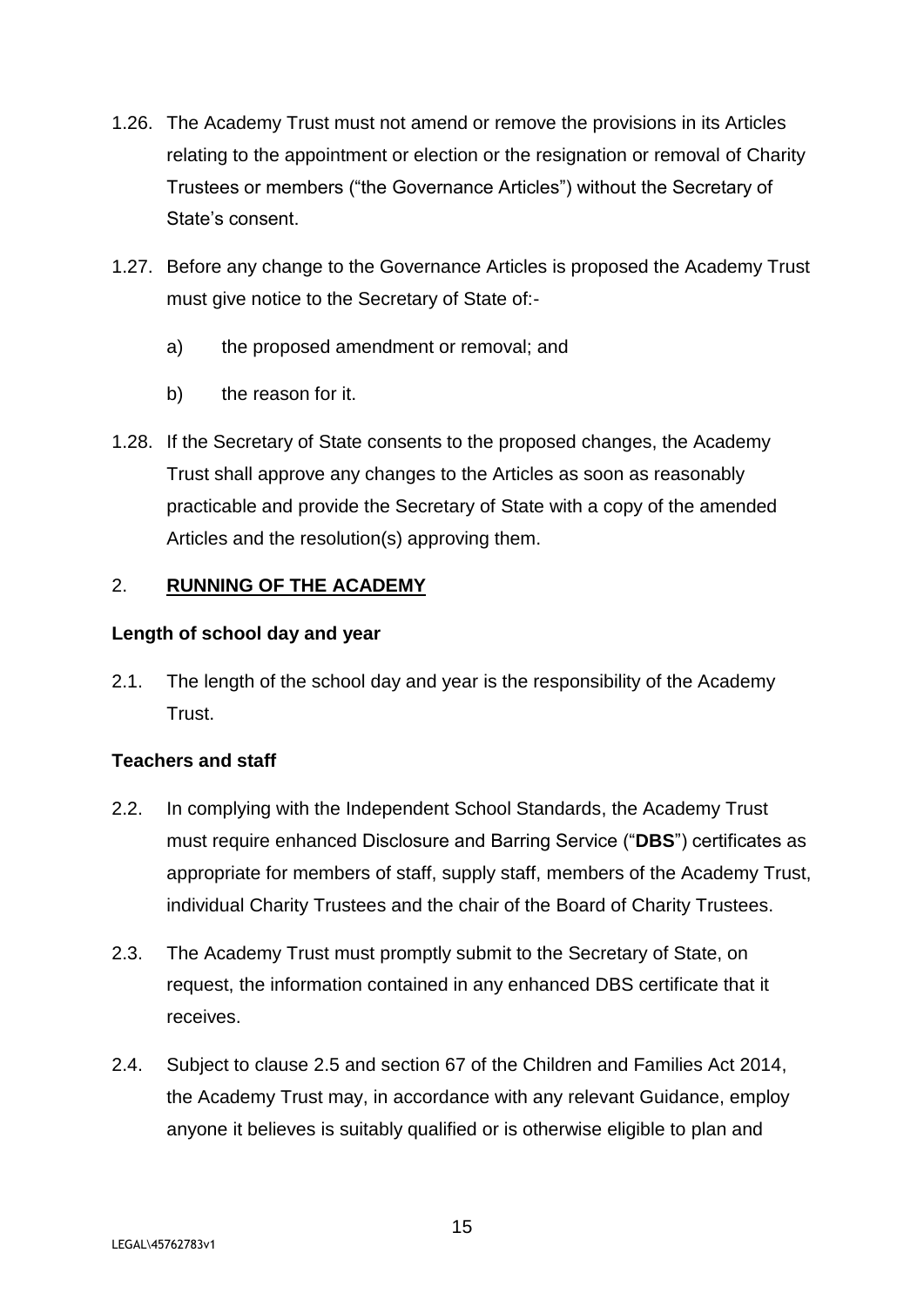1.26. The Academy Trust must not amend or remove the provisions in its Articles relating to the appointment or election or the resignation or removal of Charity Trustees or members ("the Governance Articles") without the Secretary of State's consent.

1.27. Before any change to the Governance Articles is proposed the Academy Trust must give notice to the Secretary of State of:-

a) the proposed amendment or removal; and

b) the reason for it.

1.28. If the Secretary of State consents to the proposed changes, the Academy Trust shall approve any changes to the Articles as soon as reasonably practicable and provide the Secretary of State with a copy of the amended Articles and the resolution(s) approving them.

## 2. RUNNING OF THE ACADEMY

### Length of school day and year

2.1. The length of the school day and year is the responsibility of the Academy Trust.

### Teachers and staff

2.2. In complying with the Independent School Standards, the Academy Trust must require enhanced Disclosure and Barring Service ("**DBS**") certificates as appropriate for members of staff, supply staff, members of the Academy Trust, individual Charity Trustees and the chair of the Board of Charity Trustees.

2.3. The Academy Trust must promptly submit to the Secretary of State, on request, the information contained in any enhanced DBS certificate that it receives.

2.4. Subject to clause 2.5 and section 67 of the Children and Families Act 2014, the Academy Trust may, in accordance with any relevant Guidance, employ anyone it believes is suitably qualified or is otherwise eligible to plan and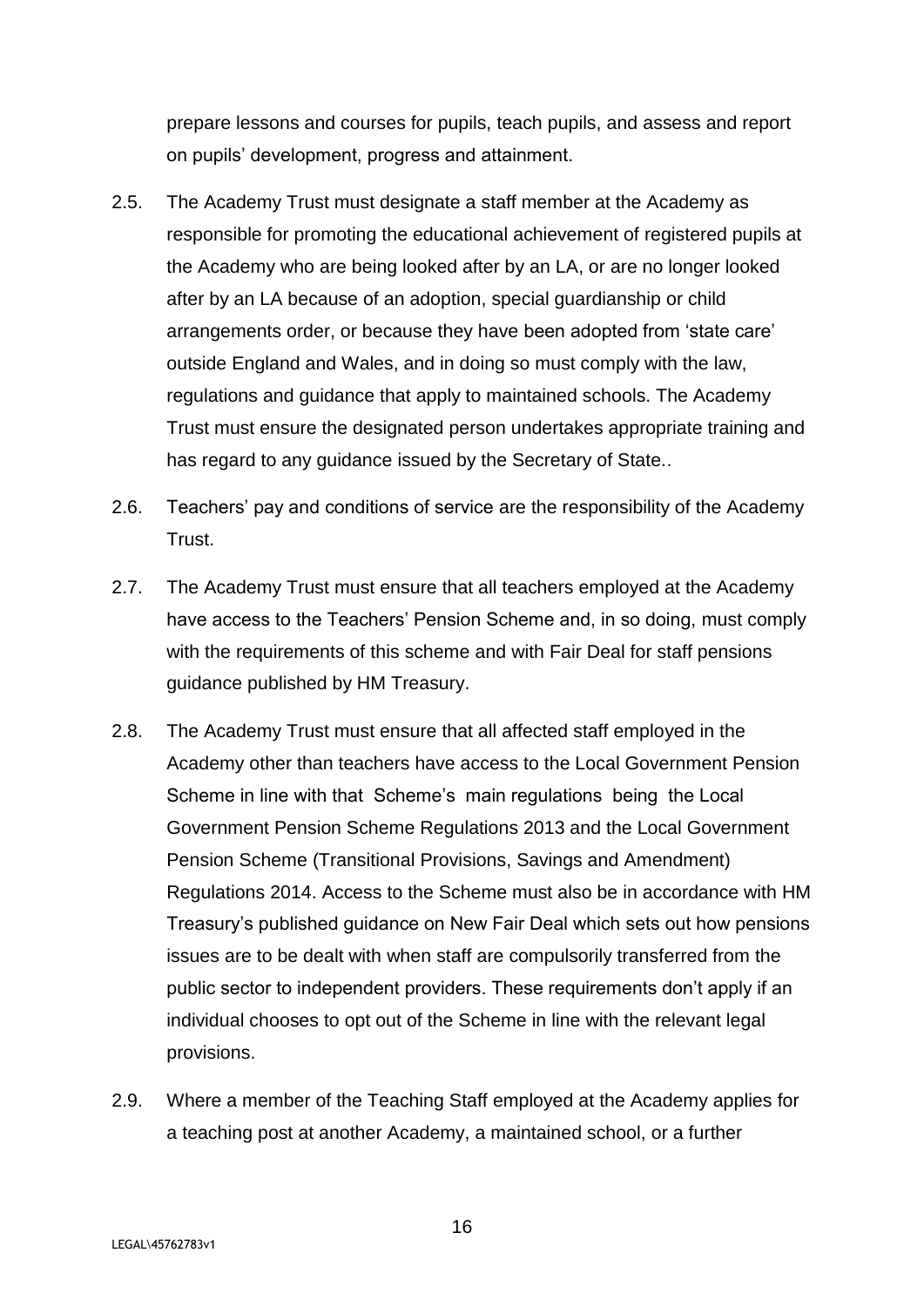prepare lessons and courses for pupils, teach pupils, and assess and report on pupils' development, progress and attainment.

2.5. The Academy Trust must designate a staff member at the Academy as responsible for promoting the educational achievement of registered pupils at the Academy who are being looked after by an LA, or are no longer looked after by an LA because of an adoption, special guardianship or child arrangements order, or because they have been adopted from 'state care' outside England and Wales, and in doing so must comply with the law, regulations and guidance that apply to maintained schools. The Academy Trust must ensure the designated person undertakes appropriate training and has regard to any guidance issued by the Secretary of State..

2.6. Teachers' pay and conditions of service are the responsibility of the Academy Trust.

2.7. The Academy Trust must ensure that all teachers employed at the Academy have access to the Teachers' Pension Scheme and, in so doing, must comply with the requirements of this scheme and with Fair Deal for staff pensions guidance published by HM Treasury.

2.8. The Academy Trust must ensure that all affected staff employed in the Academy other than teachers have access to the Local Government Pension Scheme in line with that Scheme's main regulations being the Local Government Pension Scheme Regulations 2013 and the Local Government Pension Scheme (Transitional Provisions, Savings and Amendment) Regulations 2014. Access to the Scheme must also be in accordance with HM Treasury's published guidance on New Fair Deal which sets out how pensions issues are to be dealt with when staff are compulsorily transferred from the public sector to independent providers. These requirements don't apply if an individual chooses to opt out of the Scheme in line with the relevant legal provisions.

2.9. Where a member of the Teaching Staff employed at the Academy applies for a teaching post at another Academy, a maintained school, or a further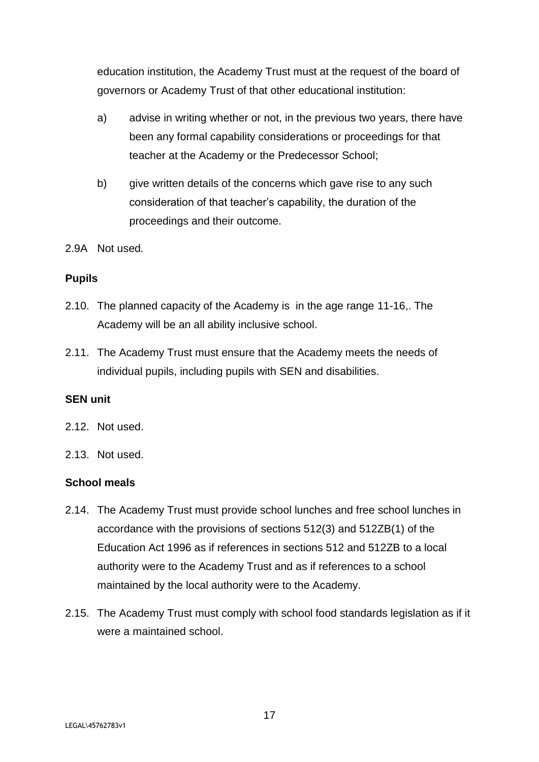education institution, the Academy Trust must at the request of the board of governors or Academy Trust of that other educational institution:

a) advise in writing whether or not, in the previous two years, there have been any formal capability considerations or proceedings for that teacher at the Academy or the Predecessor School;

b) give written details of the concerns which gave rise to any such consideration of that teacher's capability, the duration of the proceedings and their outcome.

2.9A Not used.

**Pupils**

2.10. The planned capacity of the Academy is  in the age range 11-16,. The Academy will be an all ability inclusive school.

2.11. The Academy Trust must ensure that the Academy meets the needs of individual pupils, including pupils with SEN and disabilities.

**SEN unit**

2.12. Not used.

2.13. Not used.

**School meals**

2.14. The Academy Trust must provide school lunches and free school lunches in accordance with the provisions of sections 512(3) and 512ZB(1) of the Education Act 1996 as if references in sections 512 and 512ZB to a local authority were to the Academy Trust and as if references to a school maintained by the local authority were to the Academy.

2.15. The Academy Trust must comply with school food standards legislation as if it were a maintained school.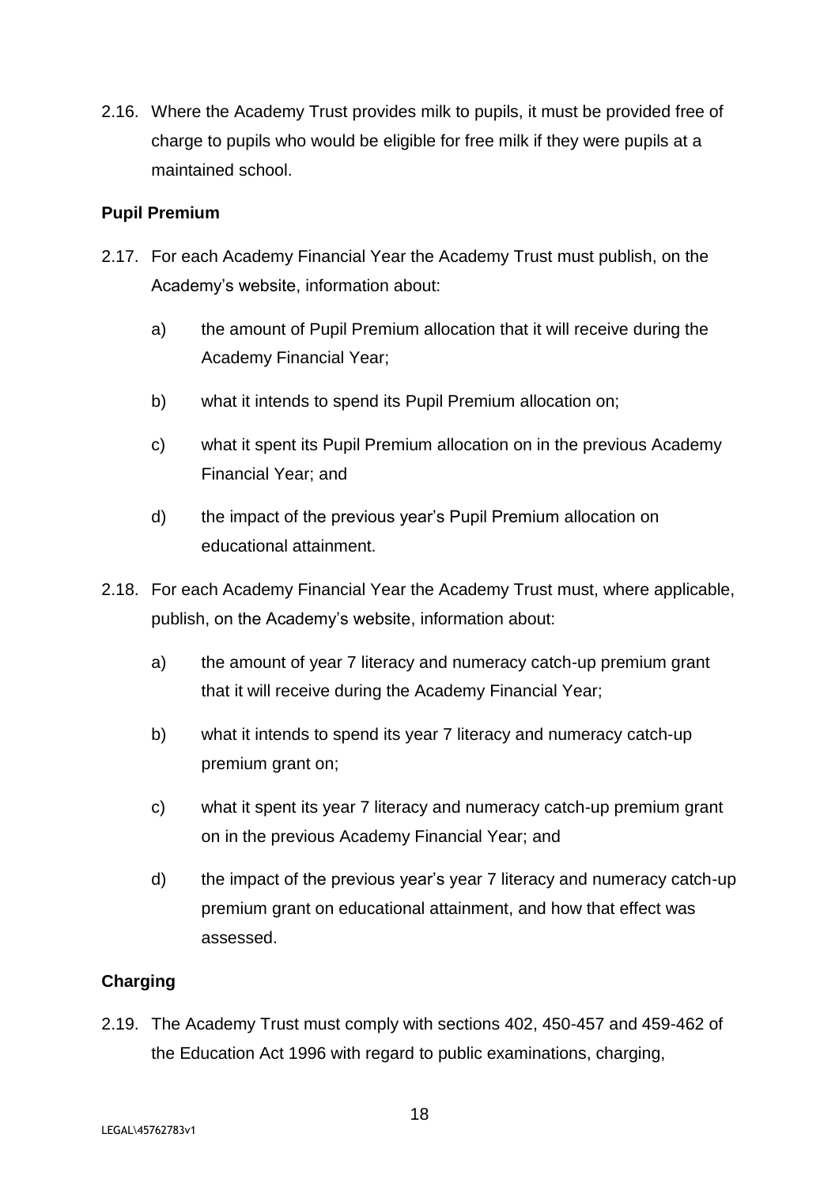2.16. Where the Academy Trust provides milk to pupils, it must be provided free of charge to pupils who would be eligible for free milk if they were pupils at a maintained school.

**Pupil Premium**

2.17. For each Academy Financial Year the Academy Trust must publish, on the Academy's website, information about:

a) the amount of Pupil Premium allocation that it will receive during the Academy Financial Year;

b) what it intends to spend its Pupil Premium allocation on;

c) what it spent its Pupil Premium allocation on in the previous Academy Financial Year; and

d) the impact of the previous year's Pupil Premium allocation on educational attainment.

2.18. For each Academy Financial Year the Academy Trust must, where applicable, publish, on the Academy's website, information about:

a) the amount of year 7 literacy and numeracy catch-up premium grant that it will receive during the Academy Financial Year;

b) what it intends to spend its year 7 literacy and numeracy catch-up premium grant on;

c) what it spent its year 7 literacy and numeracy catch-up premium grant on in the previous Academy Financial Year; and

d) the impact of the previous year's year 7 literacy and numeracy catch-up premium grant on educational attainment, and how that effect was assessed.

**Charging**

2.19. The Academy Trust must comply with sections 402, 450-457 and 459-462 of the Education Act 1996 with regard to public examinations, charging,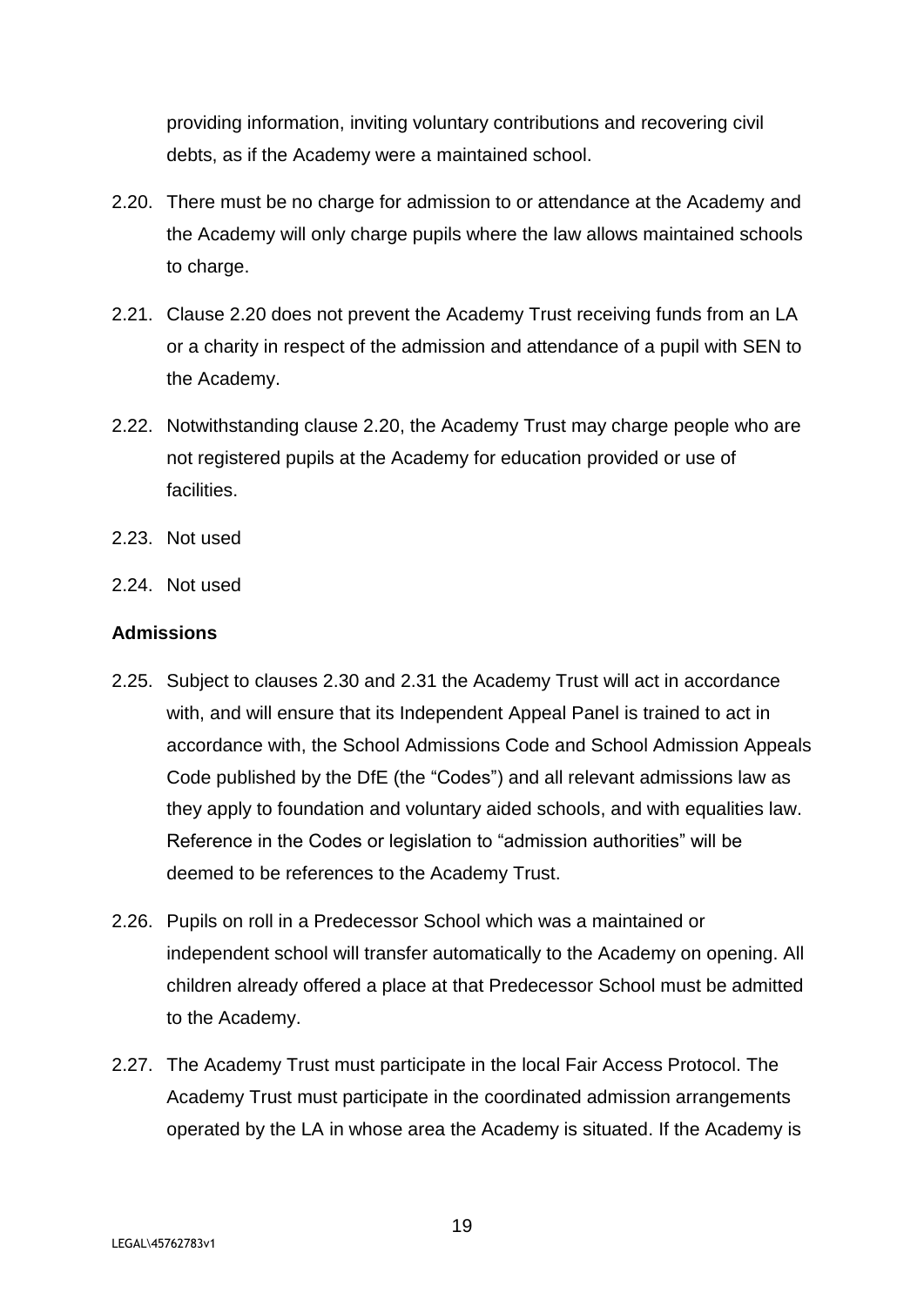providing information, inviting voluntary contributions and recovering civil debts, as if the Academy were a maintained school.

2.20. There must be no charge for admission to or attendance at the Academy and the Academy will only charge pupils where the law allows maintained schools to charge.

2.21. Clause 2.20 does not prevent the Academy Trust receiving funds from an LA or a charity in respect of the admission and attendance of a pupil with SEN to the Academy.

2.22. Notwithstanding clause 2.20, the Academy Trust may charge people who are not registered pupils at the Academy for education provided or use of facilities.

2.23. Not used

2.24. Not used

**Admissions**

2.25. Subject to clauses 2.30 and 2.31 the Academy Trust will act in accordance with, and will ensure that its Independent Appeal Panel is trained to act in accordance with, the School Admissions Code and School Admission Appeals Code published by the DfE (the "Codes") and all relevant admissions law as they apply to foundation and voluntary aided schools, and with equalities law. Reference in the Codes or legislation to "admission authorities" will be deemed to be references to the Academy Trust.

2.26. Pupils on roll in a Predecessor School which was a maintained or independent school will transfer automatically to the Academy on opening. All children already offered a place at that Predecessor School must be admitted to the Academy.

2.27. The Academy Trust must participate in the local Fair Access Protocol. The Academy Trust must participate in the coordinated admission arrangements operated by the LA in whose area the Academy is situated. If the Academy is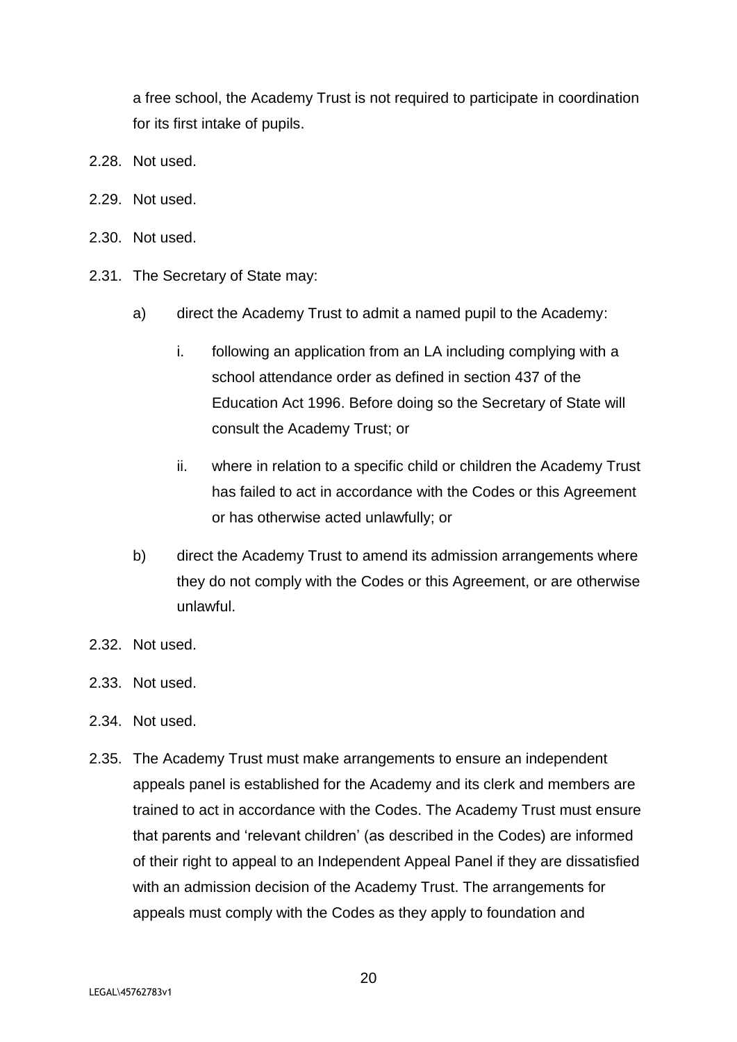a free school, the Academy Trust is not required to participate in coordination for its first intake of pupils.

2.28. Not used.

2.29. Not used.

2.30. Not used.

2.31. The Secretary of State may:

a) direct the Academy Trust to admit a named pupil to the Academy:

i. following an application from an LA including complying with a school attendance order as defined in section 437 of the Education Act 1996. Before doing so the Secretary of State will consult the Academy Trust; or

ii. where in relation to a specific child or children the Academy Trust has failed to act in accordance with the Codes or this Agreement or has otherwise acted unlawfully; or

b) direct the Academy Trust to amend its admission arrangements where they do not comply with the Codes or this Agreement, or are otherwise unlawful.

2.32. Not used.

2.33. Not used.

2.34. Not used.

2.35. The Academy Trust must make arrangements to ensure an independent appeals panel is established for the Academy and its clerk and members are trained to act in accordance with the Codes. The Academy Trust must ensure that parents and 'relevant children' (as described in the Codes) are informed of their right to appeal to an Independent Appeal Panel if they are dissatisfied with an admission decision of the Academy Trust. The arrangements for appeals must comply with the Codes as they apply to foundation and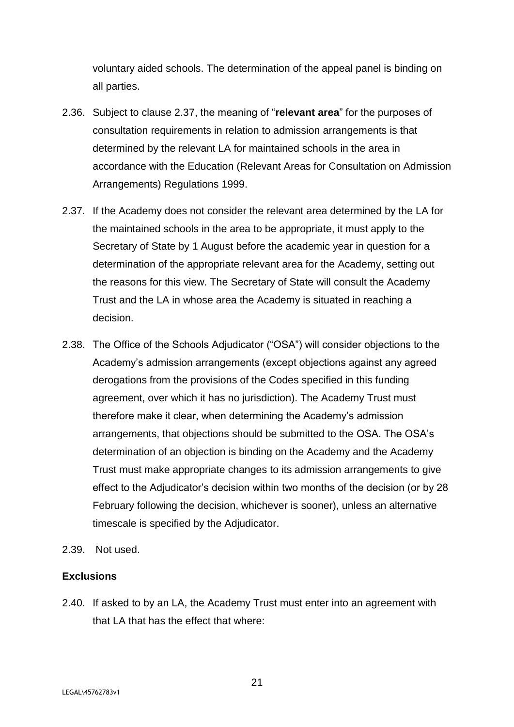voluntary aided schools. The determination of the appeal panel is binding on all parties.

2.36. Subject to clause 2.37, the meaning of "**relevant area**" for the purposes of consultation requirements in relation to admission arrangements is that determined by the relevant LA for maintained schools in the area in accordance with the Education (Relevant Areas for Consultation on Admission Arrangements) Regulations 1999.

2.37. If the Academy does not consider the relevant area determined by the LA for the maintained schools in the area to be appropriate, it must apply to the Secretary of State by 1 August before the academic year in question for a determination of the appropriate relevant area for the Academy, setting out the reasons for this view. The Secretary of State will consult the Academy Trust and the LA in whose area the Academy is situated in reaching a decision.

2.38. The Office of the Schools Adjudicator ("OSA") will consider objections to the Academy's admission arrangements (except objections against any agreed derogations from the provisions of the Codes specified in this funding agreement, over which it has no jurisdiction). The Academy Trust must therefore make it clear, when determining the Academy's admission arrangements, that objections should be submitted to the OSA. The OSA's determination of an objection is binding on the Academy and the Academy Trust must make appropriate changes to its admission arrangements to give effect to the Adjudicator's decision within two months of the decision (or by 28 February following the decision, whichever is sooner), unless an alternative timescale is specified by the Adjudicator.

2.39. Not used.

**Exclusions**

2.40. If asked to by an LA, the Academy Trust must enter into an agreement with that LA that has the effect that where: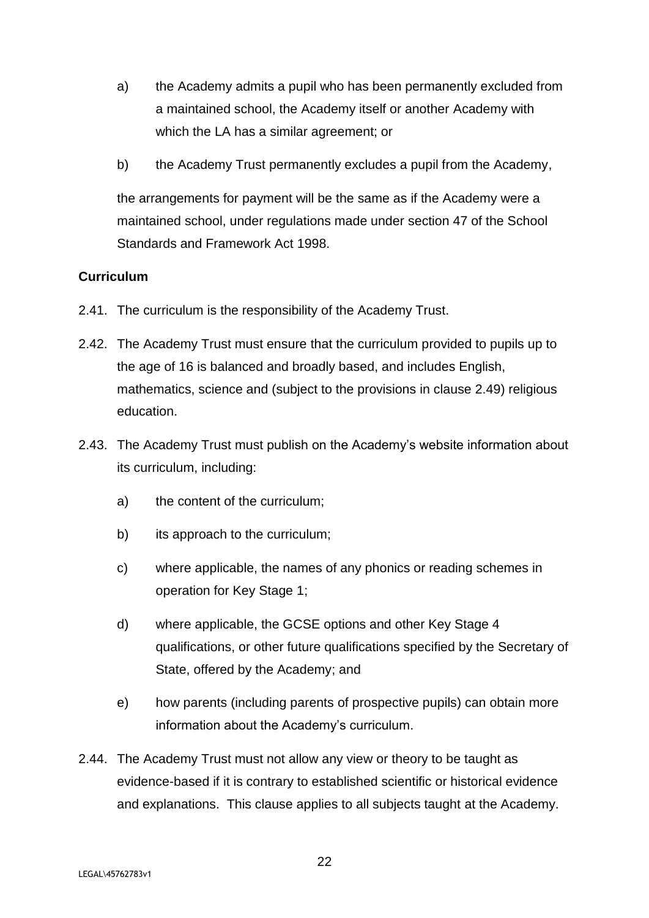a) the Academy admits a pupil who has been permanently excluded from a maintained school, the Academy itself or another Academy with which the LA has a similar agreement; or

b) the Academy Trust permanently excludes a pupil from the Academy,

the arrangements for payment will be the same as if the Academy were a maintained school, under regulations made under section 47 of the School Standards and Framework Act 1998.

**Curriculum**

2.41. The curriculum is the responsibility of the Academy Trust.

2.42. The Academy Trust must ensure that the curriculum provided to pupils up to the age of 16 is balanced and broadly based, and includes English, mathematics, science and (subject to the provisions in clause 2.49) religious education.

2.43. The Academy Trust must publish on the Academy's website information about its curriculum, including:

a) the content of the curriculum;

b) its approach to the curriculum;

c) where applicable, the names of any phonics or reading schemes in operation for Key Stage 1;

d) where applicable, the GCSE options and other Key Stage 4 qualifications, or other future qualifications specified by the Secretary of State, offered by the Academy; and

e) how parents (including parents of prospective pupils) can obtain more information about the Academy's curriculum.

2.44. The Academy Trust must not allow any view or theory to be taught as evidence-based if it is contrary to established scientific or historical evidence and explanations. This clause applies to all subjects taught at the Academy.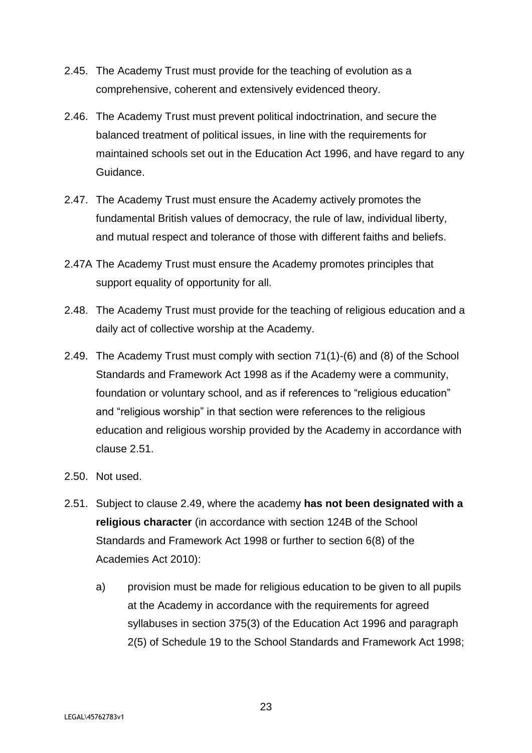2.45. The Academy Trust must provide for the teaching of evolution as a comprehensive, coherent and extensively evidenced theory.

2.46. The Academy Trust must prevent political indoctrination, and secure the balanced treatment of political issues, in line with the requirements for maintained schools set out in the Education Act 1996, and have regard to any Guidance.

2.47. The Academy Trust must ensure the Academy actively promotes the fundamental British values of democracy, the rule of law, individual liberty, and mutual respect and tolerance of those with different faiths and beliefs.

2.47A The Academy Trust must ensure the Academy promotes principles that support equality of opportunity for all.

2.48. The Academy Trust must provide for the teaching of religious education and a daily act of collective worship at the Academy.

2.49. The Academy Trust must comply with section 71(1)-(6) and (8) of the School Standards and Framework Act 1998 as if the Academy were a community, foundation or voluntary school, and as if references to "religious education" and "religious worship" in that section were references to the religious education and religious worship provided by the Academy in accordance with clause 2.51.

2.50. Not used.

2.51. Subject to clause 2.49, where the academy **has not been designated with a religious character** (in accordance with section 124B of the School Standards and Framework Act 1998 or further to section 6(8) of the Academies Act 2010):

   a) provision must be made for religious education to be given to all pupils at the Academy in accordance with the requirements for agreed syllabuses in section 375(3) of the Education Act 1996 and paragraph 2(5) of Schedule 19 to the School Standards and Framework Act 1998;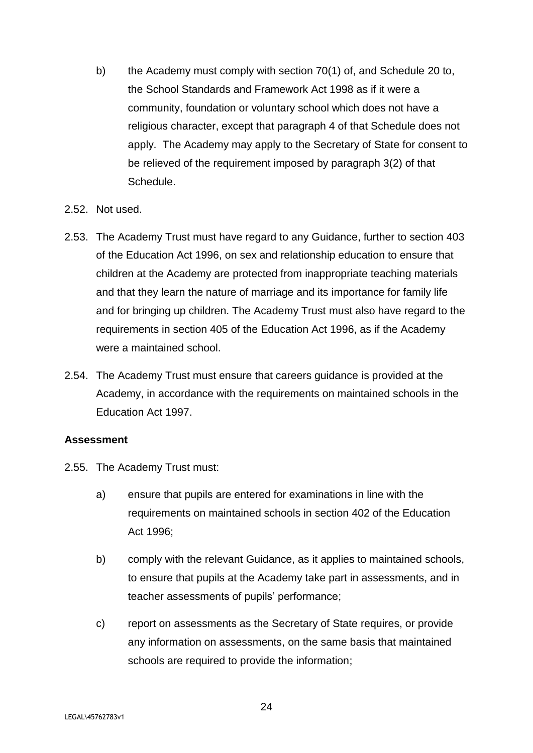b) the Academy must comply with section 70(1) of, and Schedule 20 to, the School Standards and Framework Act 1998 as if it were a community, foundation or voluntary school which does not have a religious character, except that paragraph 4 of that Schedule does not apply. The Academy may apply to the Secretary of State for consent to be relieved of the requirement imposed by paragraph 3(2) of that Schedule.

2.52. Not used.

2.53. The Academy Trust must have regard to any Guidance, further to section 403 of the Education Act 1996, on sex and relationship education to ensure that children at the Academy are protected from inappropriate teaching materials and that they learn the nature of marriage and its importance for family life and for bringing up children. The Academy Trust must also have regard to the requirements in section 405 of the Education Act 1996, as if the Academy were a maintained school.

2.54. The Academy Trust must ensure that careers guidance is provided at the Academy, in accordance with the requirements on maintained schools in the Education Act 1997.

**Assessment**

2.55. The Academy Trust must:

a) ensure that pupils are entered for examinations in line with the requirements on maintained schools in section 402 of the Education Act 1996;

b) comply with the relevant Guidance, as it applies to maintained schools, to ensure that pupils at the Academy take part in assessments, and in teacher assessments of pupils' performance;

c) report on assessments as the Secretary of State requires, or provide any information on assessments, on the same basis that maintained schools are required to provide the information;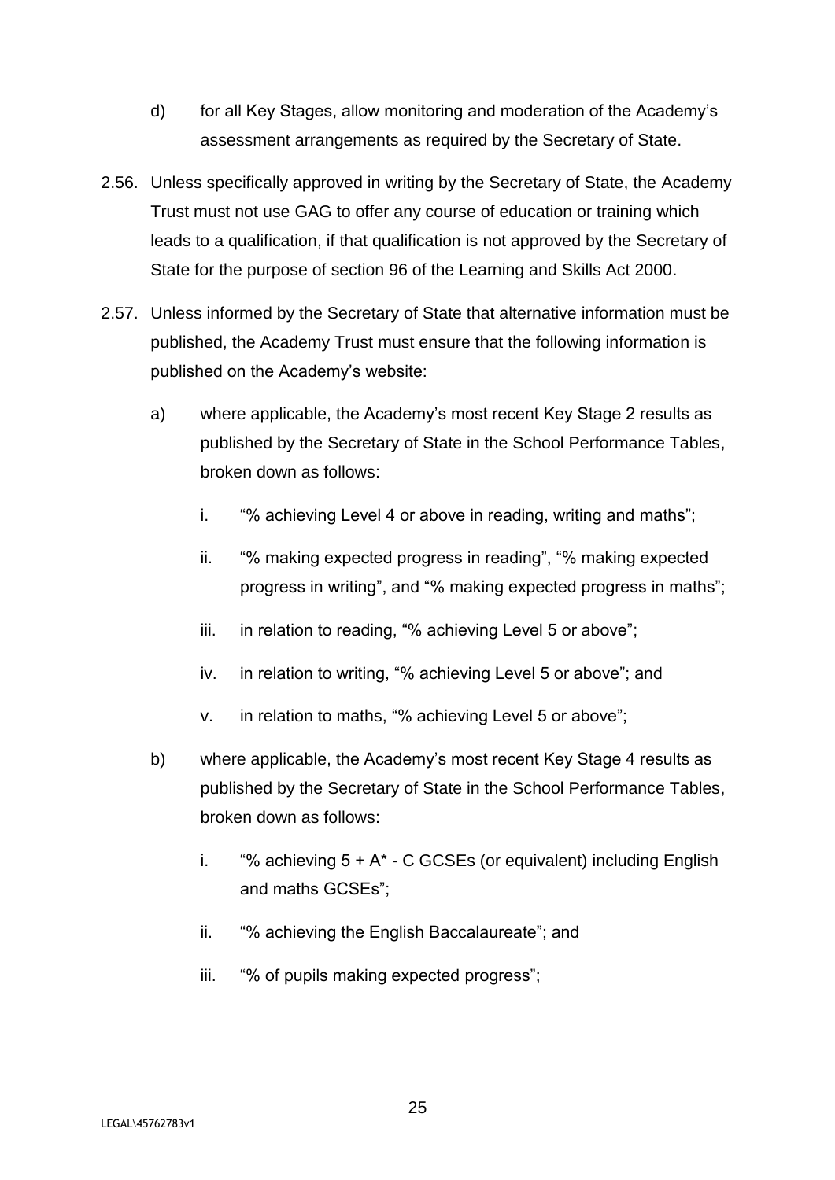d) for all Key Stages, allow monitoring and moderation of the Academy's assessment arrangements as required by the Secretary of State.

2.56. Unless specifically approved in writing by the Secretary of State, the Academy Trust must not use GAG to offer any course of education or training which leads to a qualification, if that qualification is not approved by the Secretary of State for the purpose of section 96 of the Learning and Skills Act 2000.

2.57. Unless informed by the Secretary of State that alternative information must be published, the Academy Trust must ensure that the following information is published on the Academy's website:

a) where applicable, the Academy's most recent Key Stage 2 results as published by the Secretary of State in the School Performance Tables, broken down as follows:

   i. "% achieving Level 4 or above in reading, writing and maths";

   ii. "% making expected progress in reading", "% making expected progress in writing", and "% making expected progress in maths";

   iii. in relation to reading, "% achieving Level 5 or above";

   iv. in relation to writing, "% achieving Level 5 or above"; and

   v. in relation to maths, "% achieving Level 5 or above";

b) where applicable, the Academy's most recent Key Stage 4 results as published by the Secretary of State in the School Performance Tables, broken down as follows:

   i. "% achieving 5 + A* - C GCSEs (or equivalent) including English and maths GCSEs";

   ii. "% achieving the English Baccalaureate"; and

   iii. "% of pupils making expected progress";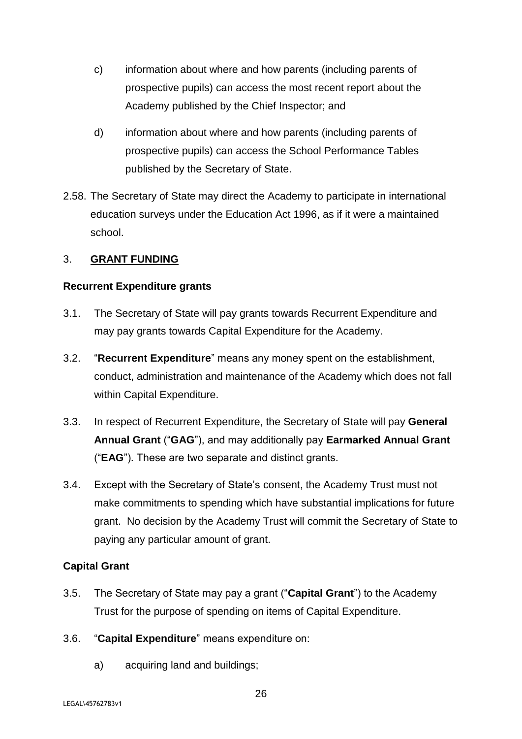c) information about where and how parents (including parents of prospective pupils) can access the most recent report about the Academy published by the Chief Inspector; and

d) information about where and how parents (including parents of prospective pupils) can access the School Performance Tables published by the Secretary of State.

2.58. The Secretary of State may direct the Academy to participate in international education surveys under the Education Act 1996, as if it were a maintained school.

## 3. **GRANT FUNDING**

### Recurrent Expenditure grants

3.1. The Secretary of State will pay grants towards Recurrent Expenditure and may pay grants towards Capital Expenditure for the Academy.

3.2. "**Recurrent Expenditure**" means any money spent on the establishment, conduct, administration and maintenance of the Academy which does not fall within Capital Expenditure.

3.3. In respect of Recurrent Expenditure, the Secretary of State will pay **General Annual Grant** ("**GAG**"), and may additionally pay **Earmarked Annual Grant** ("**EAG**"). These are two separate and distinct grants.

3.4. Except with the Secretary of State's consent, the Academy Trust must not make commitments to spending which have substantial implications for future grant. No decision by the Academy Trust will commit the Secretary of State to paying any particular amount of grant.

### Capital Grant

3.5. The Secretary of State may pay a grant ("**Capital Grant**") to the Academy Trust for the purpose of spending on items of Capital Expenditure.

3.6. "**Capital Expenditure**" means expenditure on:

a) acquiring land and buildings;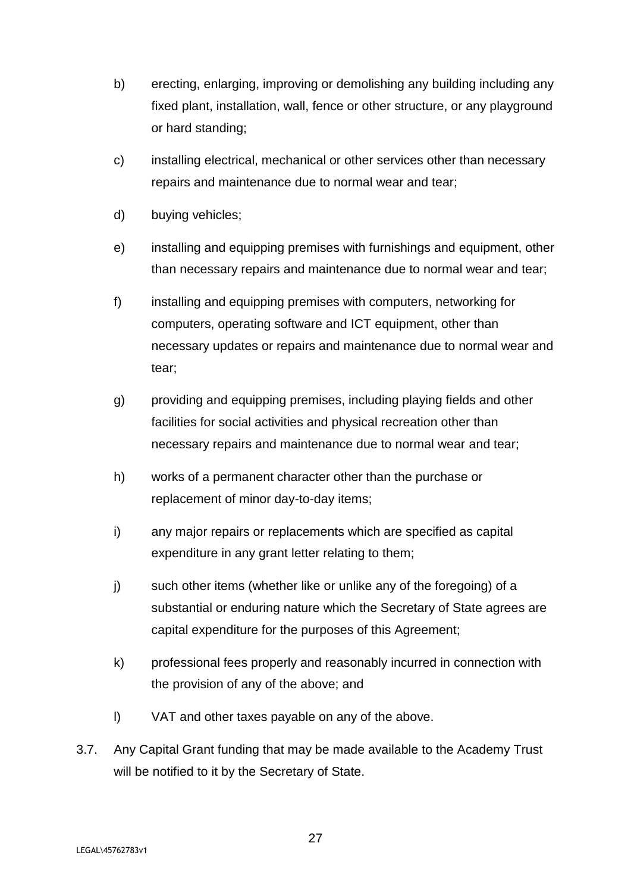b) erecting, enlarging, improving or demolishing any building including any fixed plant, installation, wall, fence or other structure, or any playground or hard standing;

c) installing electrical, mechanical or other services other than necessary repairs and maintenance due to normal wear and tear;

d) buying vehicles;

e) installing and equipping premises with furnishings and equipment, other than necessary repairs and maintenance due to normal wear and tear;

f) installing and equipping premises with computers, networking for computers, operating software and ICT equipment, other than necessary updates or repairs and maintenance due to normal wear and tear;

g) providing and equipping premises, including playing fields and other facilities for social activities and physical recreation other than necessary repairs and maintenance due to normal wear and tear;

h) works of a permanent character other than the purchase or replacement of minor day-to-day items;

i) any major repairs or replacements which are specified as capital expenditure in any grant letter relating to them;

j) such other items (whether like or unlike any of the foregoing) of a substantial or enduring nature which the Secretary of State agrees are capital expenditure for the purposes of this Agreement;

k) professional fees properly and reasonably incurred in connection with the provision of any of the above; and

l) VAT and other taxes payable on any of the above.

3.7. Any Capital Grant funding that may be made available to the Academy Trust will be notified to it by the Secretary of State.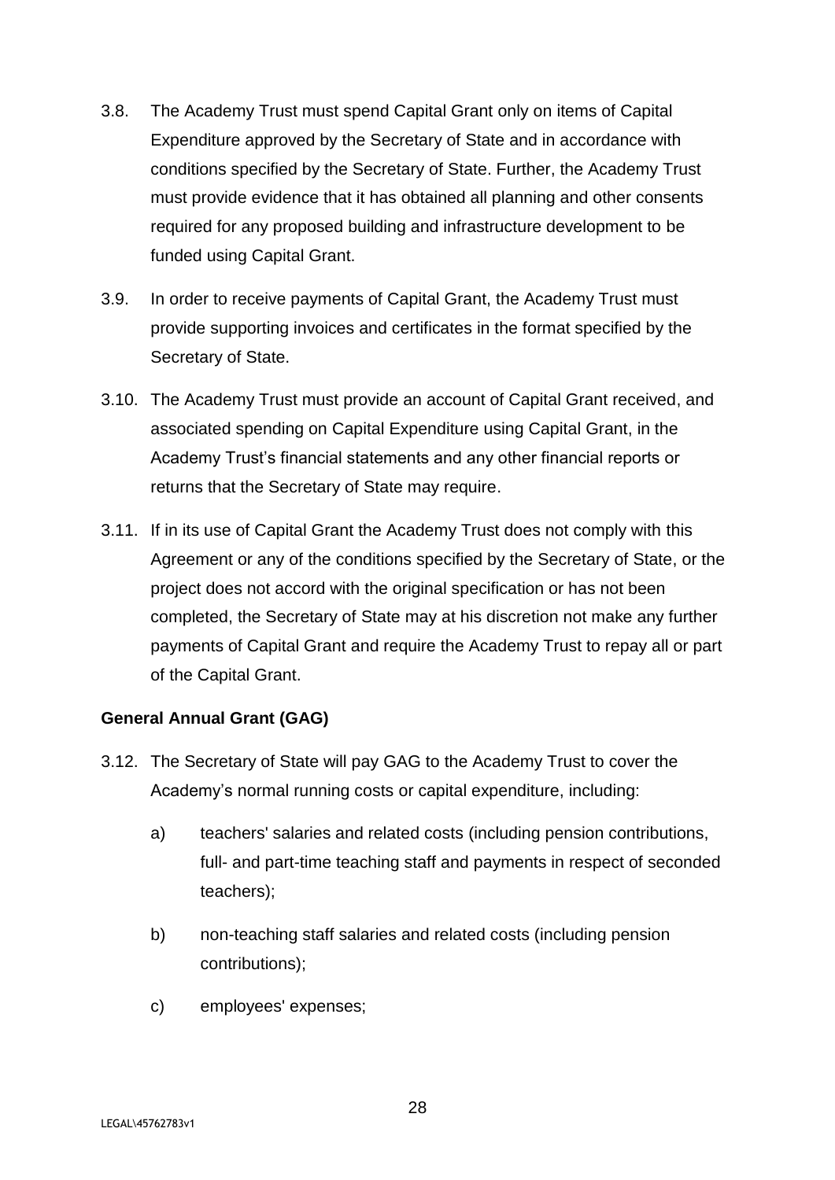3.8. The Academy Trust must spend Capital Grant only on items of Capital Expenditure approved by the Secretary of State and in accordance with conditions specified by the Secretary of State. Further, the Academy Trust must provide evidence that it has obtained all planning and other consents required for any proposed building and infrastructure development to be funded using Capital Grant.

3.9. In order to receive payments of Capital Grant, the Academy Trust must provide supporting invoices and certificates in the format specified by the Secretary of State.

3.10. The Academy Trust must provide an account of Capital Grant received, and associated spending on Capital Expenditure using Capital Grant, in the Academy Trust's financial statements and any other financial reports or returns that the Secretary of State may require.

3.11. If in its use of Capital Grant the Academy Trust does not comply with this Agreement or any of the conditions specified by the Secretary of State, or the project does not accord with the original specification or has not been completed, the Secretary of State may at his discretion not make any further payments of Capital Grant and require the Academy Trust to repay all or part of the Capital Grant.

**General Annual Grant (GAG)**

3.12. The Secretary of State will pay GAG to the Academy Trust to cover the Academy's normal running costs or capital expenditure, including:

a) teachers' salaries and related costs (including pension contributions, full- and part-time teaching staff and payments in respect of seconded teachers);

b) non-teaching staff salaries and related costs (including pension contributions);

c) employees' expenses;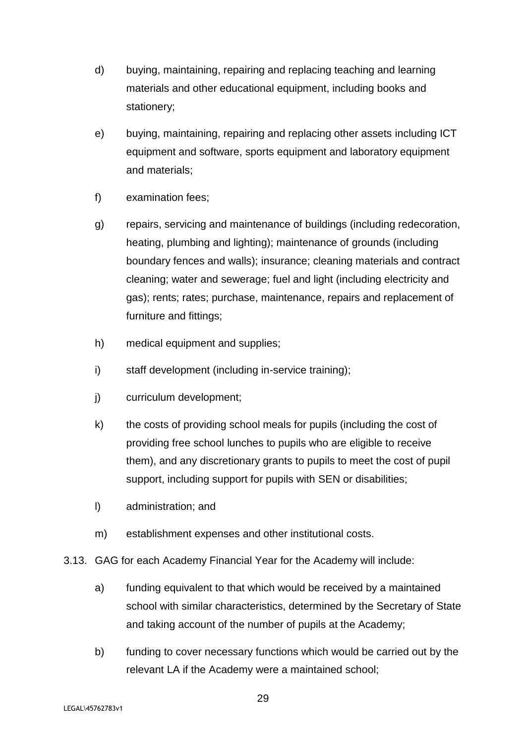d) buying, maintaining, repairing and replacing teaching and learning materials and other educational equipment, including books and stationery;

e) buying, maintaining, repairing and replacing other assets including ICT equipment and software, sports equipment and laboratory equipment and materials;

f) examination fees;

g) repairs, servicing and maintenance of buildings (including redecoration, heating, plumbing and lighting); maintenance of grounds (including boundary fences and walls); insurance; cleaning materials and contract cleaning; water and sewerage; fuel and light (including electricity and gas); rents; rates; purchase, maintenance, repairs and replacement of furniture and fittings;

h) medical equipment and supplies;

i) staff development (including in-service training);

j) curriculum development;

k) the costs of providing school meals for pupils (including the cost of providing free school lunches to pupils who are eligible to receive them), and any discretionary grants to pupils to meet the cost of pupil support, including support for pupils with SEN or disabilities;

l) administration; and

m) establishment expenses and other institutional costs.

3.13. GAG for each Academy Financial Year for the Academy will include:

a) funding equivalent to that which would be received by a maintained school with similar characteristics, determined by the Secretary of State and taking account of the number of pupils at the Academy;

b) funding to cover necessary functions which would be carried out by the relevant LA if the Academy were a maintained school;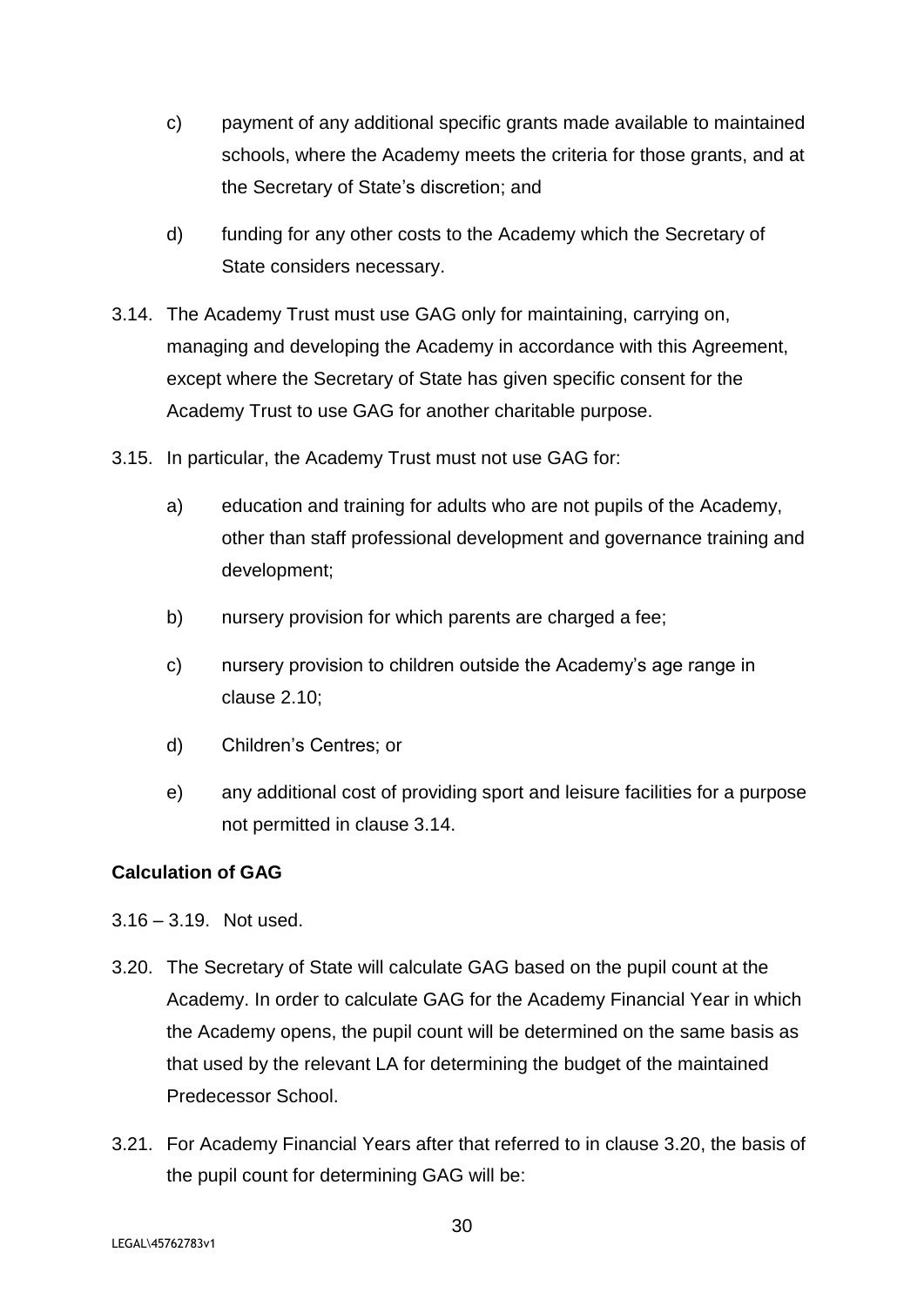c) payment of any additional specific grants made available to maintained schools, where the Academy meets the criteria for those grants, and at the Secretary of State's discretion; and

d) funding for any other costs to the Academy which the Secretary of State considers necessary.

3.14. The Academy Trust must use GAG only for maintaining, carrying on, managing and developing the Academy in accordance with this Agreement, except where the Secretary of State has given specific consent for the Academy Trust to use GAG for another charitable purpose.

3.15. In particular, the Academy Trust must not use GAG for:

a) education and training for adults who are not pupils of the Academy, other than staff professional development and governance training and development;

b) nursery provision for which parents are charged a fee;

c) nursery provision to children outside the Academy's age range in clause 2.10;

d) Children's Centres; or

e) any additional cost of providing sport and leisure facilities for a purpose not permitted in clause 3.14.

**Calculation of GAG**

3.16 – 3.19. Not used.

3.20. The Secretary of State will calculate GAG based on the pupil count at the Academy. In order to calculate GAG for the Academy Financial Year in which the Academy opens, the pupil count will be determined on the same basis as that used by the relevant LA for determining the budget of the maintained Predecessor School.

3.21. For Academy Financial Years after that referred to in clause 3.20, the basis of the pupil count for determining GAG will be: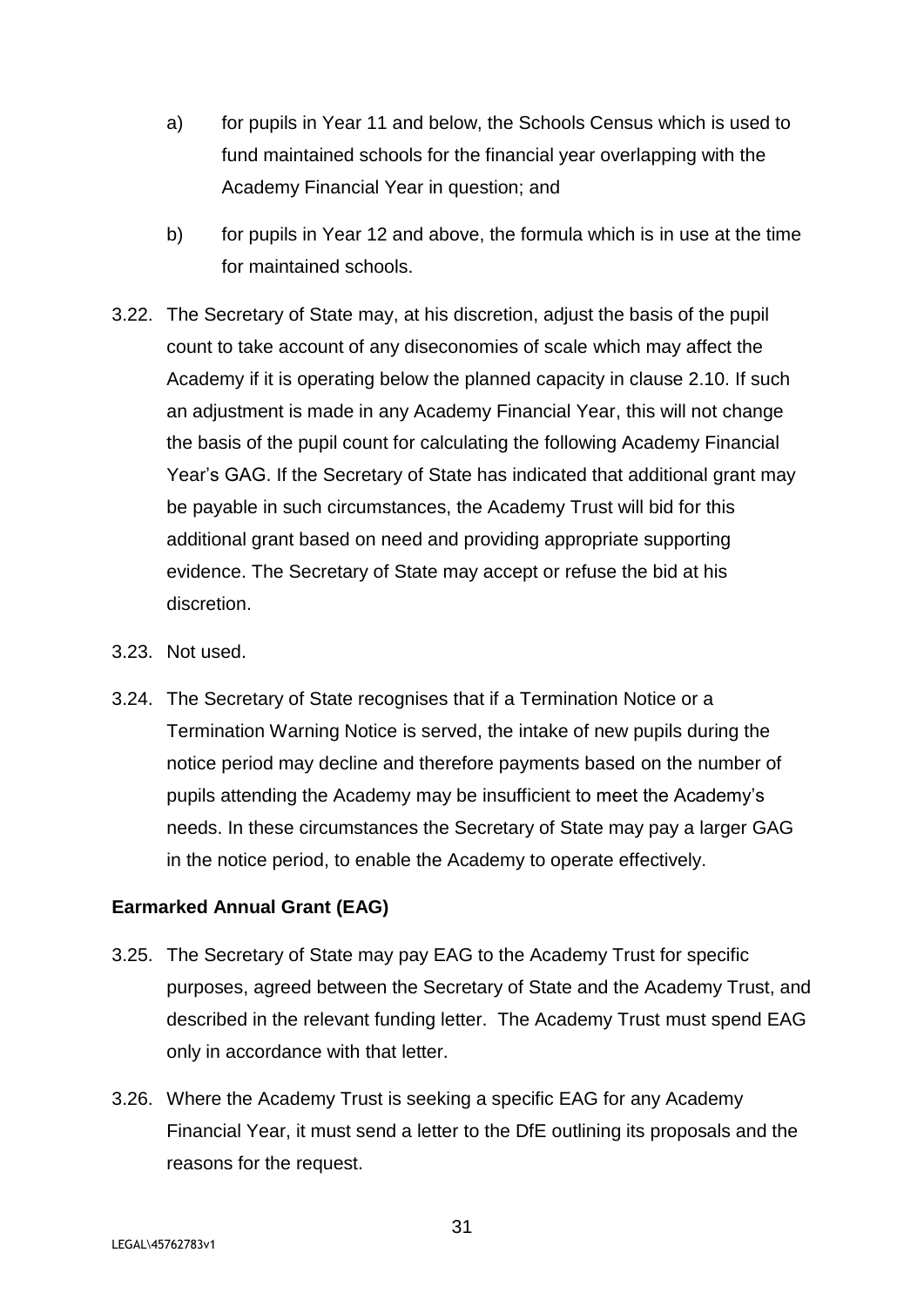a) for pupils in Year 11 and below, the Schools Census which is used to fund maintained schools for the financial year overlapping with the Academy Financial Year in question; and

b) for pupils in Year 12 and above, the formula which is in use at the time for maintained schools.

3.22. The Secretary of State may, at his discretion, adjust the basis of the pupil count to take account of any diseconomies of scale which may affect the Academy if it is operating below the planned capacity in clause 2.10. If such an adjustment is made in any Academy Financial Year, this will not change the basis of the pupil count for calculating the following Academy Financial Year's GAG. If the Secretary of State has indicated that additional grant may be payable in such circumstances, the Academy Trust will bid for this additional grant based on need and providing appropriate supporting evidence. The Secretary of State may accept or refuse the bid at his discretion.

3.23. Not used.

3.24. The Secretary of State recognises that if a Termination Notice or a Termination Warning Notice is served, the intake of new pupils during the notice period may decline and therefore payments based on the number of pupils attending the Academy may be insufficient to meet the Academy's needs. In these circumstances the Secretary of State may pay a larger GAG in the notice period, to enable the Academy to operate effectively.

**Earmarked Annual Grant (EAG)**

3.25. The Secretary of State may pay EAG to the Academy Trust for specific purposes, agreed between the Secretary of State and the Academy Trust, and described in the relevant funding letter. The Academy Trust must spend EAG only in accordance with that letter.

3.26. Where the Academy Trust is seeking a specific EAG for any Academy Financial Year, it must send a letter to the DfE outlining its proposals and the reasons for the request.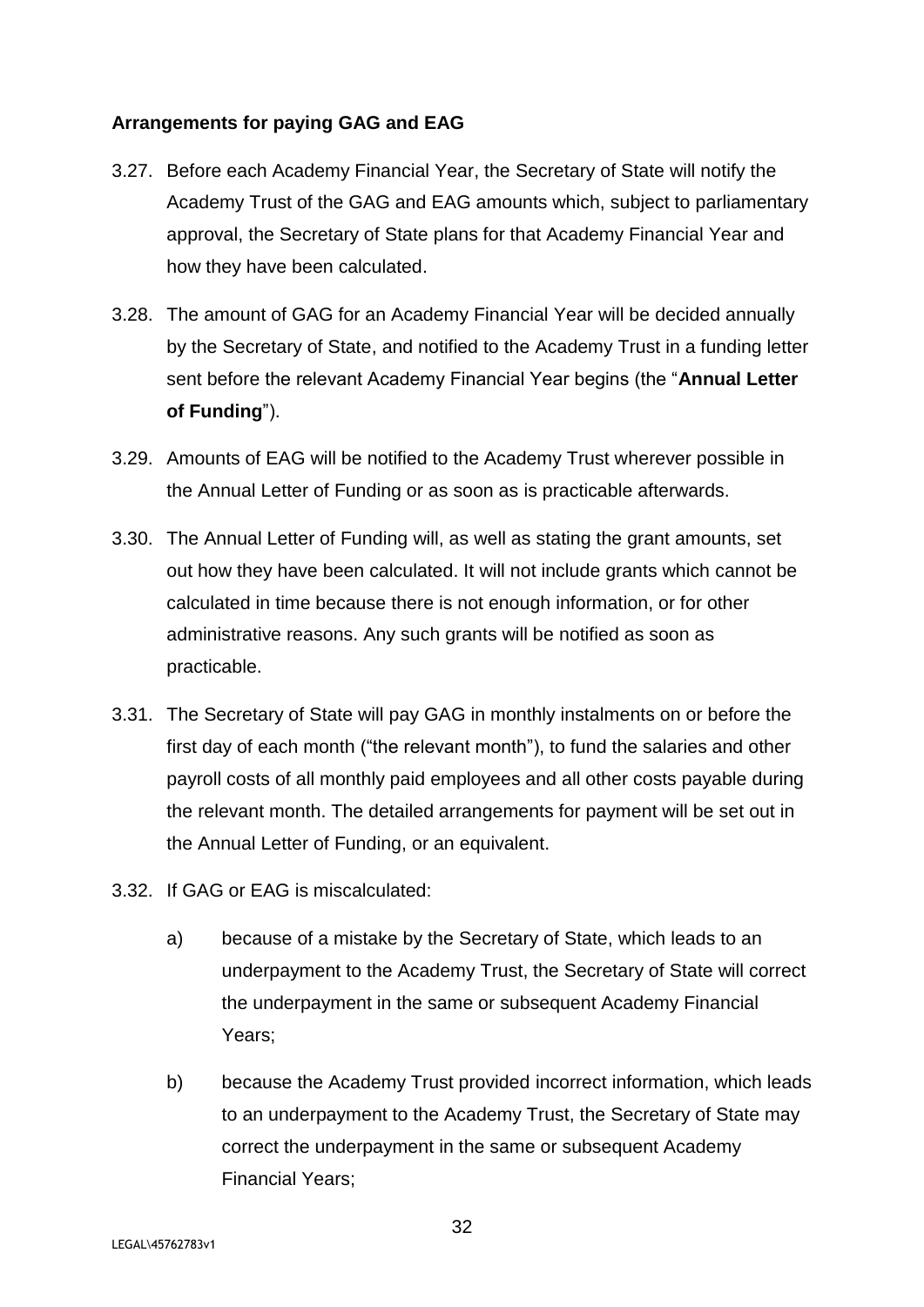### Arrangements for paying GAG and EAG

3.27. Before each Academy Financial Year, the Secretary of State will notify the Academy Trust of the GAG and EAG amounts which, subject to parliamentary approval, the Secretary of State plans for that Academy Financial Year and how they have been calculated.

3.28. The amount of GAG for an Academy Financial Year will be decided annually by the Secretary of State, and notified to the Academy Trust in a funding letter sent before the relevant Academy Financial Year begins (the "**Annual Letter of Funding**").

3.29. Amounts of EAG will be notified to the Academy Trust wherever possible in the Annual Letter of Funding or as soon as is practicable afterwards.

3.30. The Annual Letter of Funding will, as well as stating the grant amounts, set out how they have been calculated. It will not include grants which cannot be calculated in time because there is not enough information, or for other administrative reasons. Any such grants will be notified as soon as practicable.

3.31. The Secretary of State will pay GAG in monthly instalments on or before the first day of each month ("the relevant month"), to fund the salaries and other payroll costs of all monthly paid employees and all other costs payable during the relevant month. The detailed arrangements for payment will be set out in the Annual Letter of Funding, or an equivalent.

3.32. If GAG or EAG is miscalculated:

a) because of a mistake by the Secretary of State, which leads to an underpayment to the Academy Trust, the Secretary of State will correct the underpayment in the same or subsequent Academy Financial Years;

b) because the Academy Trust provided incorrect information, which leads to an underpayment to the Academy Trust, the Secretary of State may correct the underpayment in the same or subsequent Academy Financial Years;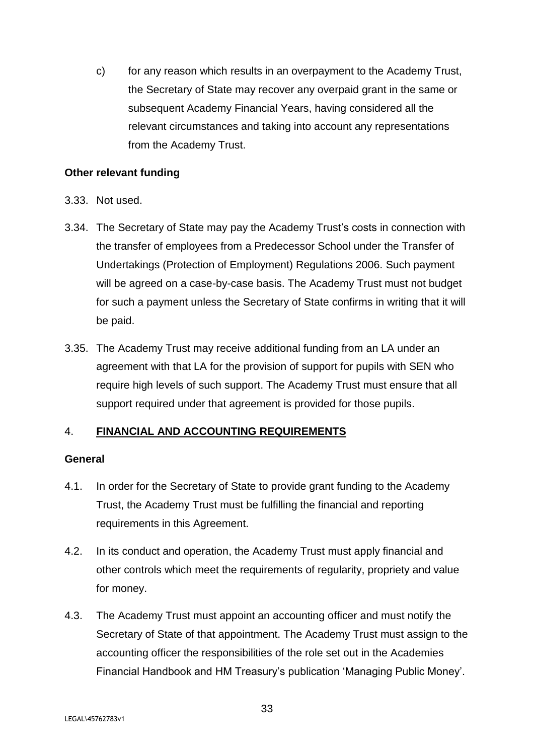c) for any reason which results in an overpayment to the Academy Trust, the Secretary of State may recover any overpaid grant in the same or subsequent Academy Financial Years, having considered all the relevant circumstances and taking into account any representations from the Academy Trust.

**Other relevant funding**

3.33. Not used.

3.34. The Secretary of State may pay the Academy Trust's costs in connection with the transfer of employees from a Predecessor School under the Transfer of Undertakings (Protection of Employment) Regulations 2006. Such payment will be agreed on a case-by-case basis. The Academy Trust must not budget for such a payment unless the Secretary of State confirms in writing that it will be paid.

3.35. The Academy Trust may receive additional funding from an LA under an agreement with that LA for the provision of support for pupils with SEN who require high levels of such support. The Academy Trust must ensure that all support required under that agreement is provided for those pupils.

## 4. FINANCIAL AND ACCOUNTING REQUIREMENTS

**General**

4.1. In order for the Secretary of State to provide grant funding to the Academy Trust, the Academy Trust must be fulfilling the financial and reporting requirements in this Agreement.

4.2. In its conduct and operation, the Academy Trust must apply financial and other controls which meet the requirements of regularity, propriety and value for money.

4.3. The Academy Trust must appoint an accounting officer and must notify the Secretary of State of that appointment. The Academy Trust must assign to the accounting officer the responsibilities of the role set out in the Academies Financial Handbook and HM Treasury's publication 'Managing Public Money'.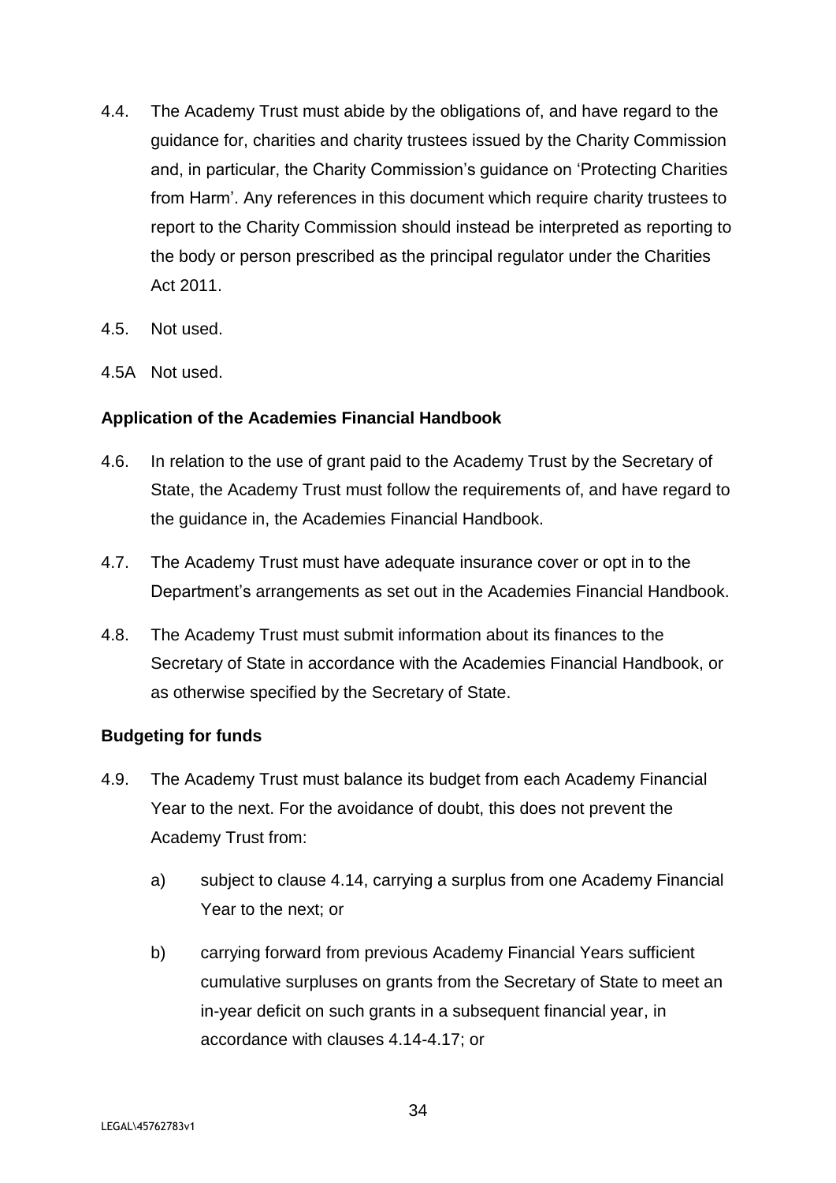4.4. The Academy Trust must abide by the obligations of, and have regard to the guidance for, charities and charity trustees issued by the Charity Commission and, in particular, the Charity Commission's guidance on 'Protecting Charities from Harm'. Any references in this document which require charity trustees to report to the Charity Commission should instead be interpreted as reporting to the body or person prescribed as the principal regulator under the Charities Act 2011.

4.5. Not used.

4.5A Not used.

**Application of the Academies Financial Handbook**

4.6. In relation to the use of grant paid to the Academy Trust by the Secretary of State, the Academy Trust must follow the requirements of, and have regard to the guidance in, the Academies Financial Handbook.

4.7. The Academy Trust must have adequate insurance cover or opt in to the Department's arrangements as set out in the Academies Financial Handbook.

4.8. The Academy Trust must submit information about its finances to the Secretary of State in accordance with the Academies Financial Handbook, or as otherwise specified by the Secretary of State.

**Budgeting for funds**

4.9. The Academy Trust must balance its budget from each Academy Financial Year to the next. For the avoidance of doubt, this does not prevent the Academy Trust from:

a) subject to clause 4.14, carrying a surplus from one Academy Financial Year to the next; or

b) carrying forward from previous Academy Financial Years sufficient cumulative surpluses on grants from the Secretary of State to meet an in-year deficit on such grants in a subsequent financial year, in accordance with clauses 4.14-4.17; or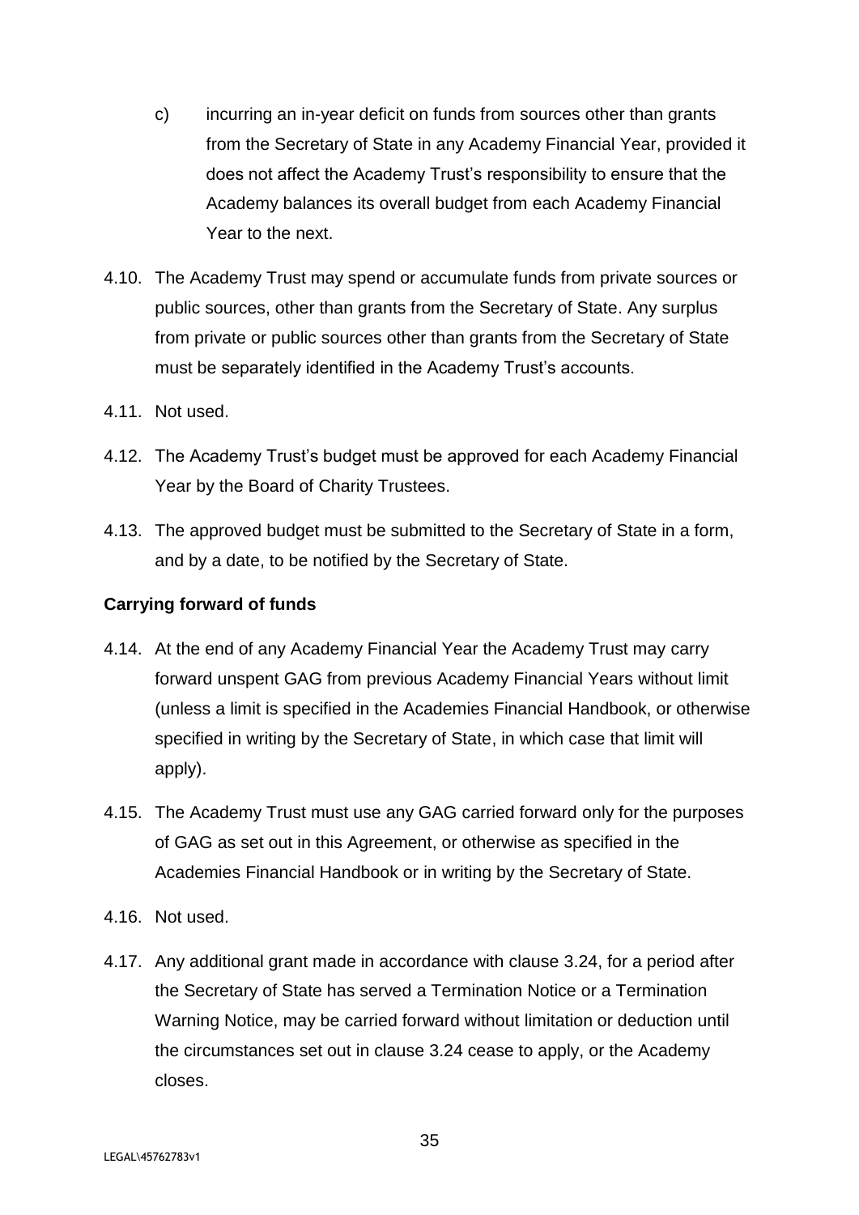c) incurring an in-year deficit on funds from sources other than grants from the Secretary of State in any Academy Financial Year, provided it does not affect the Academy Trust's responsibility to ensure that the Academy balances its overall budget from each Academy Financial Year to the next.

4.10. The Academy Trust may spend or accumulate funds from private sources or public sources, other than grants from the Secretary of State. Any surplus from private or public sources other than grants from the Secretary of State must be separately identified in the Academy Trust's accounts.

4.11. Not used.

4.12. The Academy Trust's budget must be approved for each Academy Financial Year by the Board of Charity Trustees.

4.13. The approved budget must be submitted to the Secretary of State in a form, and by a date, to be notified by the Secretary of State.

**Carrying forward of funds**

4.14. At the end of any Academy Financial Year the Academy Trust may carry forward unspent GAG from previous Academy Financial Years without limit (unless a limit is specified in the Academies Financial Handbook, or otherwise specified in writing by the Secretary of State, in which case that limit will apply).

4.15. The Academy Trust must use any GAG carried forward only for the purposes of GAG as set out in this Agreement, or otherwise as specified in the Academies Financial Handbook or in writing by the Secretary of State.

4.16. Not used.

4.17. Any additional grant made in accordance with clause 3.24, for a period after the Secretary of State has served a Termination Notice or a Termination Warning Notice, may be carried forward without limitation or deduction until the circumstances set out in clause 3.24 cease to apply, or the Academy closes.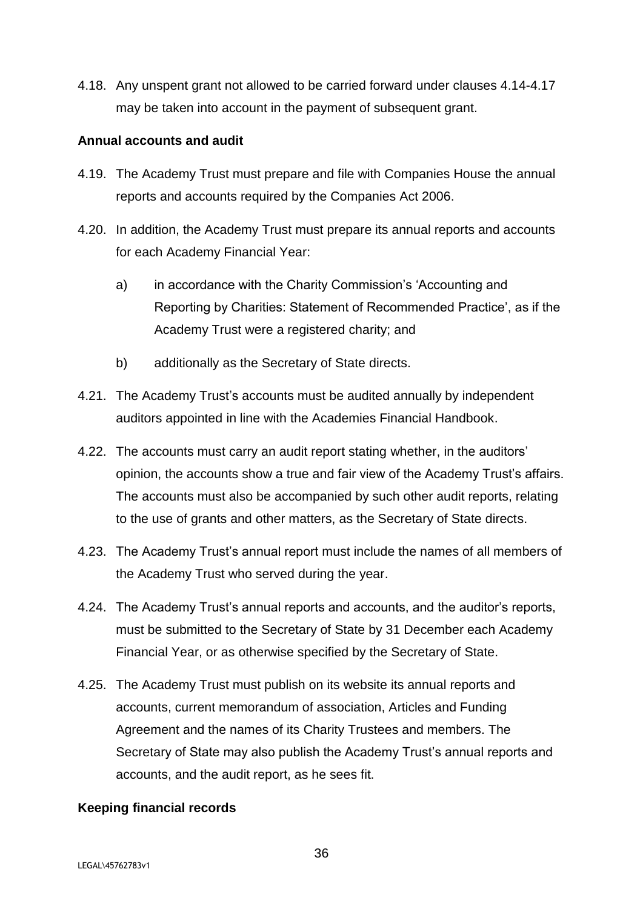4.18. Any unspent grant not allowed to be carried forward under clauses 4.14-4.17 may be taken into account in the payment of subsequent grant.

**Annual accounts and audit**

4.19. The Academy Trust must prepare and file with Companies House the annual reports and accounts required by the Companies Act 2006.

4.20. In addition, the Academy Trust must prepare its annual reports and accounts for each Academy Financial Year:

a) in accordance with the Charity Commission's 'Accounting and Reporting by Charities: Statement of Recommended Practice', as if the Academy Trust were a registered charity; and

b) additionally as the Secretary of State directs.

4.21. The Academy Trust's accounts must be audited annually by independent auditors appointed in line with the Academies Financial Handbook.

4.22. The accounts must carry an audit report stating whether, in the auditors' opinion, the accounts show a true and fair view of the Academy Trust's affairs. The accounts must also be accompanied by such other audit reports, relating to the use of grants and other matters, as the Secretary of State directs.

4.23. The Academy Trust's annual report must include the names of all members of the Academy Trust who served during the year.

4.24. The Academy Trust's annual reports and accounts, and the auditor's reports, must be submitted to the Secretary of State by 31 December each Academy Financial Year, or as otherwise specified by the Secretary of State.

4.25. The Academy Trust must publish on its website its annual reports and accounts, current memorandum of association, Articles and Funding Agreement and the names of its Charity Trustees and members. The Secretary of State may also publish the Academy Trust's annual reports and accounts, and the audit report, as he sees fit.

**Keeping financial records**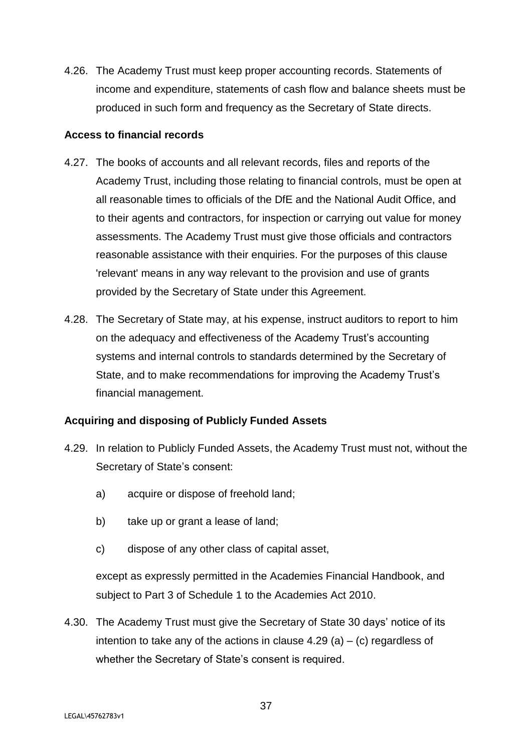4.26. The Academy Trust must keep proper accounting records. Statements of income and expenditure, statements of cash flow and balance sheets must be produced in such form and frequency as the Secretary of State directs.

**Access to financial records**

4.27. The books of accounts and all relevant records, files and reports of the Academy Trust, including those relating to financial controls, must be open at all reasonable times to officials of the DfE and the National Audit Office, and to their agents and contractors, for inspection or carrying out value for money assessments. The Academy Trust must give those officials and contractors reasonable assistance with their enquiries. For the purposes of this clause 'relevant' means in any way relevant to the provision and use of grants provided by the Secretary of State under this Agreement.

4.28. The Secretary of State may, at his expense, instruct auditors to report to him on the adequacy and effectiveness of the Academy Trust's accounting systems and internal controls to standards determined by the Secretary of State, and to make recommendations for improving the Academy Trust's financial management.

**Acquiring and disposing of Publicly Funded Assets**

4.29. In relation to Publicly Funded Assets, the Academy Trust must not, without the Secretary of State's consent:

a) acquire or dispose of freehold land;

b) take up or grant a lease of land;

c) dispose of any other class of capital asset,

except as expressly permitted in the Academies Financial Handbook, and subject to Part 3 of Schedule 1 to the Academies Act 2010.

4.30. The Academy Trust must give the Secretary of State 30 days' notice of its intention to take any of the actions in clause 4.29 (a) – (c) regardless of whether the Secretary of State's consent is required.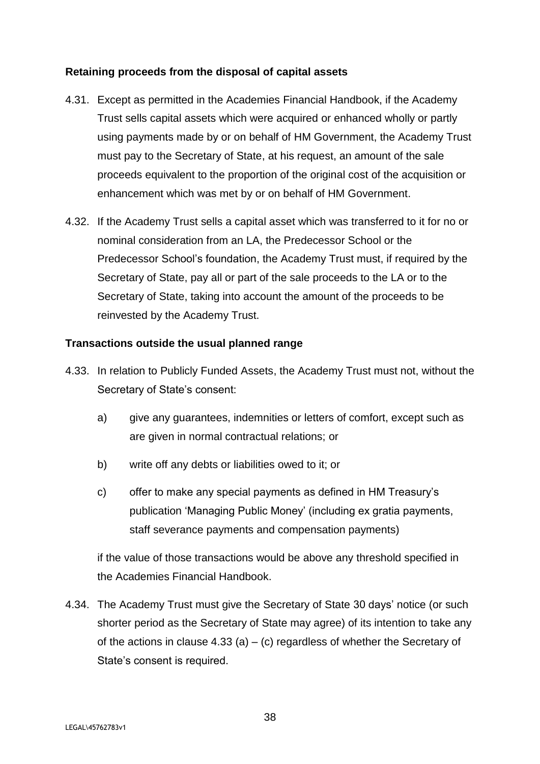**Retaining proceeds from the disposal of capital assets**

4.31. Except as permitted in the Academies Financial Handbook, if the Academy Trust sells capital assets which were acquired or enhanced wholly or partly using payments made by or on behalf of HM Government, the Academy Trust must pay to the Secretary of State, at his request, an amount of the sale proceeds equivalent to the proportion of the original cost of the acquisition or enhancement which was met by or on behalf of HM Government.

4.32. If the Academy Trust sells a capital asset which was transferred to it for no or nominal consideration from an LA, the Predecessor School or the Predecessor School's foundation, the Academy Trust must, if required by the Secretary of State, pay all or part of the sale proceeds to the LA or to the Secretary of State, taking into account the amount of the proceeds to be reinvested by the Academy Trust.

**Transactions outside the usual planned range**

4.33. In relation to Publicly Funded Assets, the Academy Trust must not, without the Secretary of State's consent:

a) give any guarantees, indemnities or letters of comfort, except such as are given in normal contractual relations; or

b) write off any debts or liabilities owed to it; or

c) offer to make any special payments as defined in HM Treasury's publication 'Managing Public Money' (including ex gratia payments, staff severance payments and compensation payments)

if the value of those transactions would be above any threshold specified in the Academies Financial Handbook.

4.34. The Academy Trust must give the Secretary of State 30 days' notice (or such shorter period as the Secretary of State may agree) of its intention to take any of the actions in clause 4.33 (a) – (c) regardless of whether the Secretary of State's consent is required.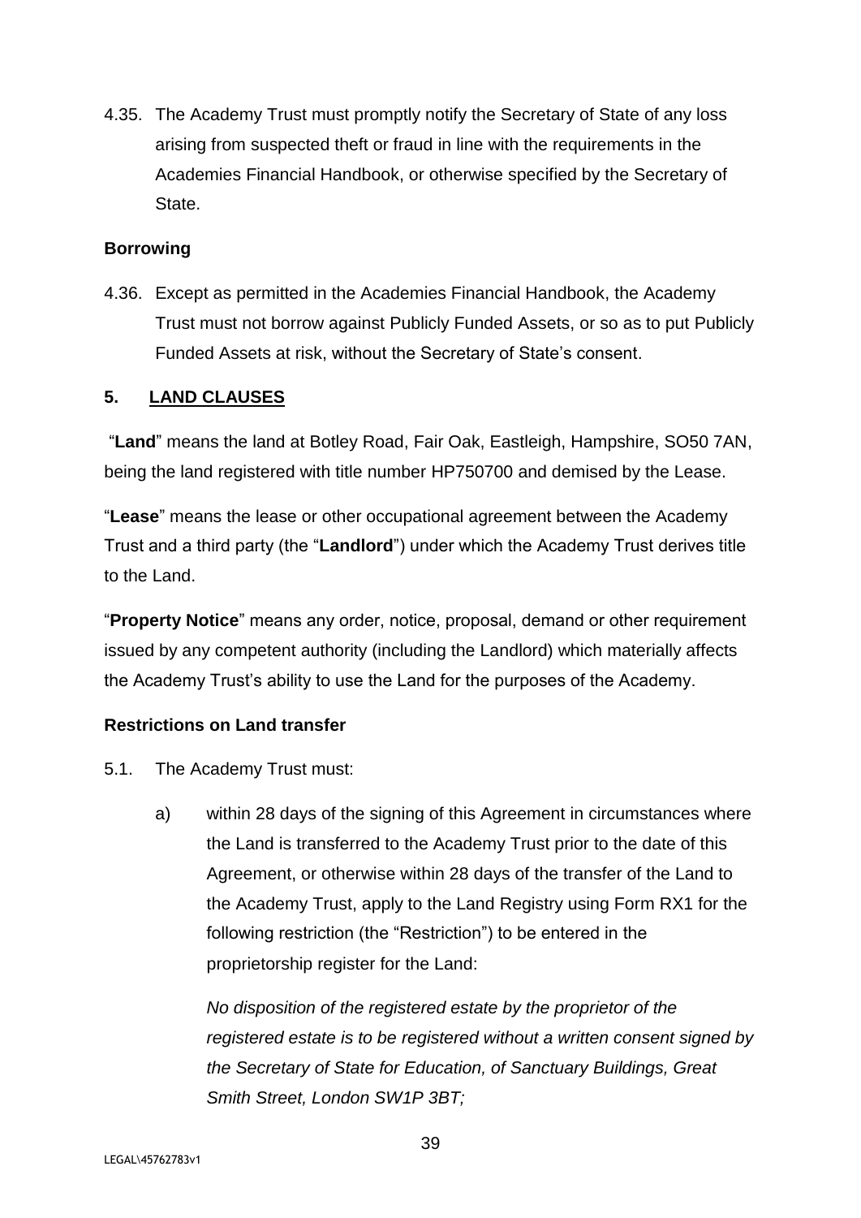4.35. The Academy Trust must promptly notify the Secretary of State of any loss arising from suspected theft or fraud in line with the requirements in the Academies Financial Handbook, or otherwise specified by the Secretary of State.

**Borrowing**

4.36. Except as permitted in the Academies Financial Handbook, the Academy Trust must not borrow against Publicly Funded Assets, or so as to put Publicly Funded Assets at risk, without the Secretary of State's consent.

## 5. LAND CLAUSES

"**Land**" means the land at Botley Road, Fair Oak, Eastleigh, Hampshire, SO50 7AN, being the land registered with title number HP750700 and demised by the Lease.

"**Lease**" means the lease or other occupational agreement between the Academy Trust and a third party (the "**Landlord**") under which the Academy Trust derives title to the Land.

"**Property Notice**" means any order, notice, proposal, demand or other requirement issued by any competent authority (including the Landlord) which materially affects the Academy Trust's ability to use the Land for the purposes of the Academy.

**Restrictions on Land transfer**

5.1. The Academy Trust must:

a) within 28 days of the signing of this Agreement in circumstances where the Land is transferred to the Academy Trust prior to the date of this Agreement, or otherwise within 28 days of the transfer of the Land to the Academy Trust, apply to the Land Registry using Form RX1 for the following restriction (the "Restriction") to be entered in the proprietorship register for the Land:

   *No disposition of the registered estate by the proprietor of the registered estate is to be registered without a written consent signed by the Secretary of State for Education, of Sanctuary Buildings, Great Smith Street, London SW1P 3BT;*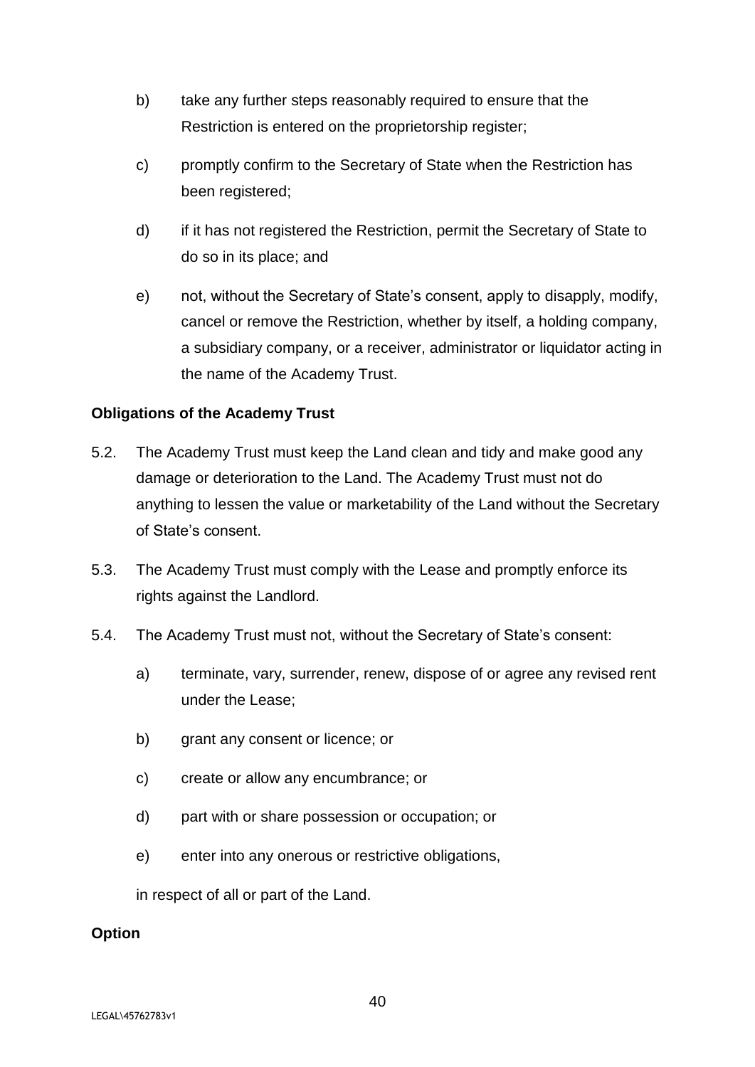b) take any further steps reasonably required to ensure that the Restriction is entered on the proprietorship register;

c) promptly confirm to the Secretary of State when the Restriction has been registered;

d) if it has not registered the Restriction, permit the Secretary of State to do so in its place; and

e) not, without the Secretary of State's consent, apply to disapply, modify, cancel or remove the Restriction, whether by itself, a holding company, a subsidiary company, or a receiver, administrator or liquidator acting in the name of the Academy Trust.

**Obligations of the Academy Trust**

5.2. The Academy Trust must keep the Land clean and tidy and make good any damage or deterioration to the Land. The Academy Trust must not do anything to lessen the value or marketability of the Land without the Secretary of State's consent.

5.3. The Academy Trust must comply with the Lease and promptly enforce its rights against the Landlord.

5.4. The Academy Trust must not, without the Secretary of State's consent:

a) terminate, vary, surrender, renew, dispose of or agree any revised rent under the Lease;

b) grant any consent or licence; or

c) create or allow any encumbrance; or

d) part with or share possession or occupation; or

e) enter into any onerous or restrictive obligations,

in respect of all or part of the Land.

**Option**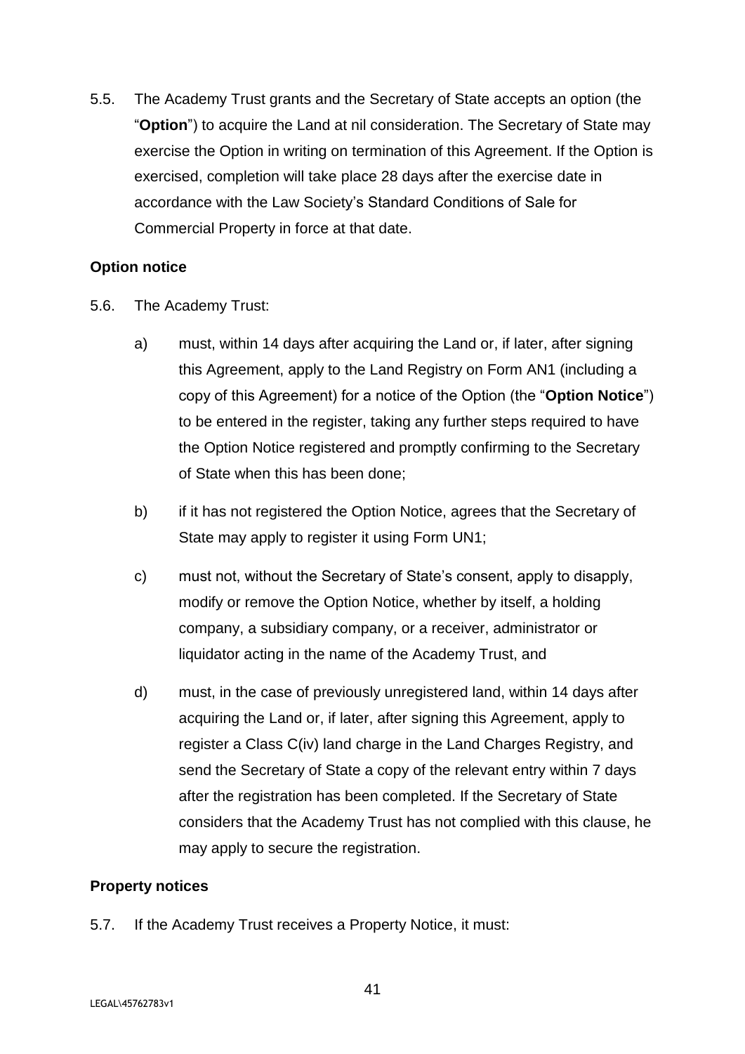5.5. The Academy Trust grants and the Secretary of State accepts an option (the "**Option**") to acquire the Land at nil consideration. The Secretary of State may exercise the Option in writing on termination of this Agreement. If the Option is exercised, completion will take place 28 days after the exercise date in accordance with the Law Society's Standard Conditions of Sale for Commercial Property in force at that date.

**Option notice**

5.6. The Academy Trust:

a) must, within 14 days after acquiring the Land or, if later, after signing this Agreement, apply to the Land Registry on Form AN1 (including a copy of this Agreement) for a notice of the Option (the "**Option Notice**") to be entered in the register, taking any further steps required to have the Option Notice registered and promptly confirming to the Secretary of State when this has been done;

b) if it has not registered the Option Notice, agrees that the Secretary of State may apply to register it using Form UN1;

c) must not, without the Secretary of State's consent, apply to disapply, modify or remove the Option Notice, whether by itself, a holding company, a subsidiary company, or a receiver, administrator or liquidator acting in the name of the Academy Trust, and

d) must, in the case of previously unregistered land, within 14 days after acquiring the Land or, if later, after signing this Agreement, apply to register a Class C(iv) land charge in the Land Charges Registry, and send the Secretary of State a copy of the relevant entry within 7 days after the registration has been completed. If the Secretary of State considers that the Academy Trust has not complied with this clause, he may apply to secure the registration.

**Property notices**

5.7. If the Academy Trust receives a Property Notice, it must: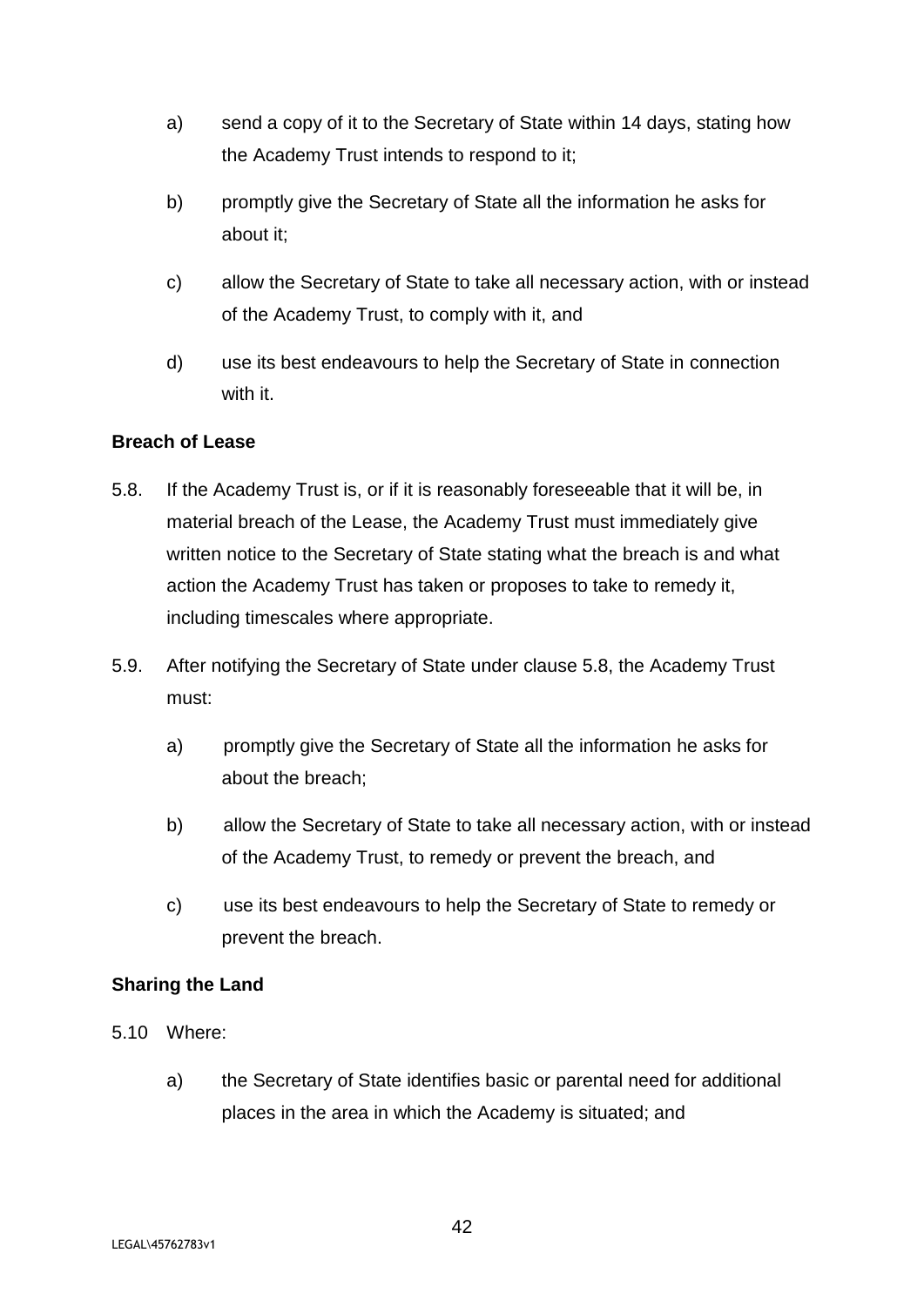a) send a copy of it to the Secretary of State within 14 days, stating how the Academy Trust intends to respond to it;

b) promptly give the Secretary of State all the information he asks for about it;

c) allow the Secretary of State to take all necessary action, with or instead of the Academy Trust, to comply with it, and

d) use its best endeavours to help the Secretary of State in connection with it.

**Breach of Lease**

5.8. If the Academy Trust is, or if it is reasonably foreseeable that it will be, in material breach of the Lease, the Academy Trust must immediately give written notice to the Secretary of State stating what the breach is and what action the Academy Trust has taken or proposes to take to remedy it, including timescales where appropriate.

5.9. After notifying the Secretary of State under clause 5.8, the Academy Trust must:

a) promptly give the Secretary of State all the information he asks for about the breach;

b) allow the Secretary of State to take all necessary action, with or instead of the Academy Trust, to remedy or prevent the breach, and

c) use its best endeavours to help the Secretary of State to remedy or prevent the breach.

**Sharing the Land**

5.10 Where:

a) the Secretary of State identifies basic or parental need for additional places in the area in which the Academy is situated; and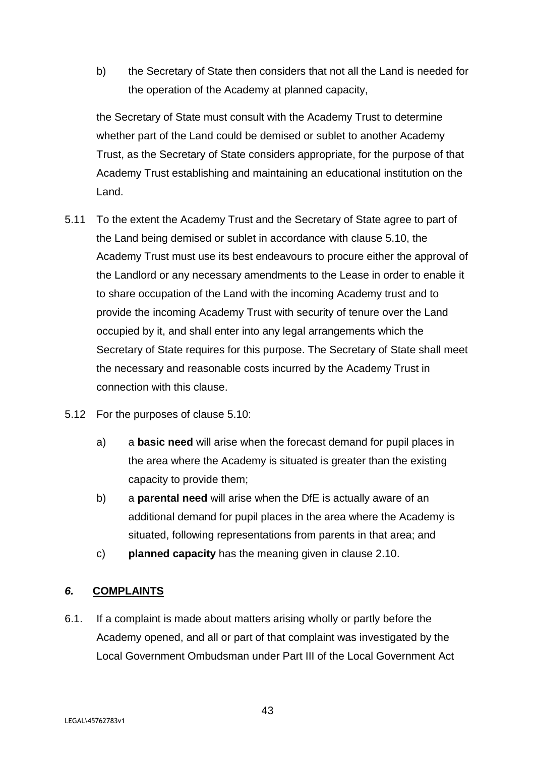b) the Secretary of State then considers that not all the Land is needed for the operation of the Academy at planned capacity,

the Secretary of State must consult with the Academy Trust to determine whether part of the Land could be demised or sublet to another Academy Trust, as the Secretary of State considers appropriate, for the purpose of that Academy Trust establishing and maintaining an educational institution on the Land.

5.11 To the extent the Academy Trust and the Secretary of State agree to part of the Land being demised or sublet in accordance with clause 5.10, the Academy Trust must use its best endeavours to procure either the approval of the Landlord or any necessary amendments to the Lease in order to enable it to share occupation of the Land with the incoming Academy trust and to provide the incoming Academy Trust with security of tenure over the Land occupied by it, and shall enter into any legal arrangements which the Secretary of State requires for this purpose. The Secretary of State shall meet the necessary and reasonable costs incurred by the Academy Trust in connection with this clause.

5.12 For the purposes of clause 5.10:

a) a **basic need** will arise when the forecast demand for pupil places in the area where the Academy is situated is greater than the existing capacity to provide them;

b) a **parental need** will arise when the DfE is actually aware of an additional demand for pupil places in the area where the Academy is situated, following representations from parents in that area; and

c) **planned capacity** has the meaning given in clause 2.10.

## *6.* COMPLAINTS

6.1. If a complaint is made about matters arising wholly or partly before the Academy opened, and all or part of that complaint was investigated by the Local Government Ombudsman under Part III of the Local Government Act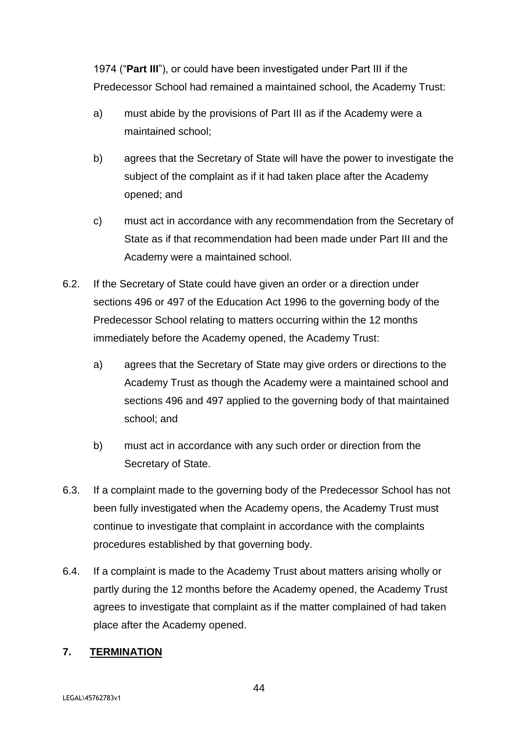1974 ("**Part III**"), or could have been investigated under Part III if the Predecessor School had remained a maintained school, the Academy Trust:

a) must abide by the provisions of Part III as if the Academy were a maintained school;

b) agrees that the Secretary of State will have the power to investigate the subject of the complaint as if it had taken place after the Academy opened; and

c) must act in accordance with any recommendation from the Secretary of State as if that recommendation had been made under Part III and the Academy were a maintained school.

6.2. If the Secretary of State could have given an order or a direction under sections 496 or 497 of the Education Act 1996 to the governing body of the Predecessor School relating to matters occurring within the 12 months immediately before the Academy opened, the Academy Trust:

a) agrees that the Secretary of State may give orders or directions to the Academy Trust as though the Academy were a maintained school and sections 496 and 497 applied to the governing body of that maintained school; and

b) must act in accordance with any such order or direction from the Secretary of State.

6.3. If a complaint made to the governing body of the Predecessor School has not been fully investigated when the Academy opens, the Academy Trust must continue to investigate that complaint in accordance with the complaints procedures established by that governing body.

6.4. If a complaint is made to the Academy Trust about matters arising wholly or partly during the 12 months before the Academy opened, the Academy Trust agrees to investigate that complaint as if the matter complained of had taken place after the Academy opened.

## 7. TERMINATION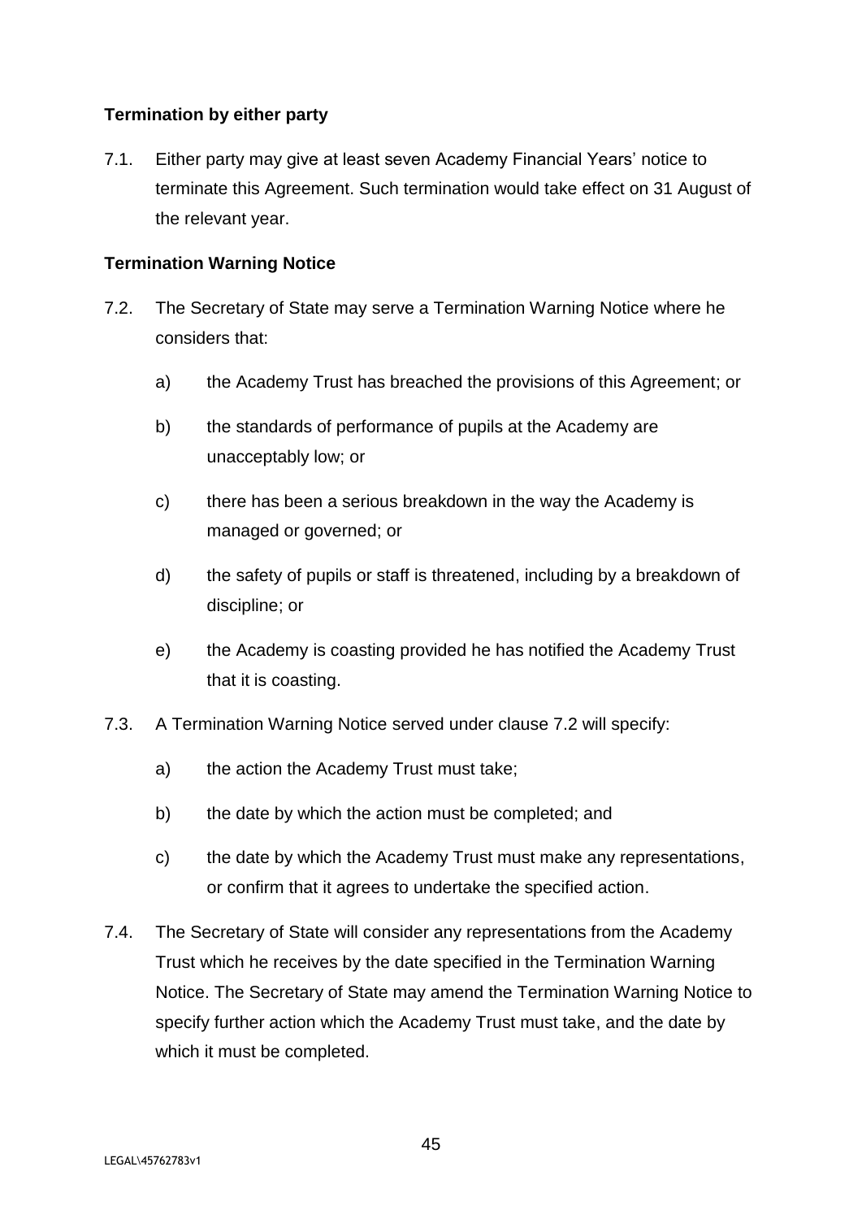**Termination by either party**

7.1. Either party may give at least seven Academy Financial Years' notice to terminate this Agreement. Such termination would take effect on 31 August of the relevant year.

**Termination Warning Notice**

7.2. The Secretary of State may serve a Termination Warning Notice where he considers that:

a) the Academy Trust has breached the provisions of this Agreement; or

b) the standards of performance of pupils at the Academy are unacceptably low; or

c) there has been a serious breakdown in the way the Academy is managed or governed; or

d) the safety of pupils or staff is threatened, including by a breakdown of discipline; or

e) the Academy is coasting provided he has notified the Academy Trust that it is coasting.

7.3. A Termination Warning Notice served under clause 7.2 will specify:

a) the action the Academy Trust must take;

b) the date by which the action must be completed; and

c) the date by which the Academy Trust must make any representations, or confirm that it agrees to undertake the specified action.

7.4. The Secretary of State will consider any representations from the Academy Trust which he receives by the date specified in the Termination Warning Notice. The Secretary of State may amend the Termination Warning Notice to specify further action which the Academy Trust must take, and the date by which it must be completed.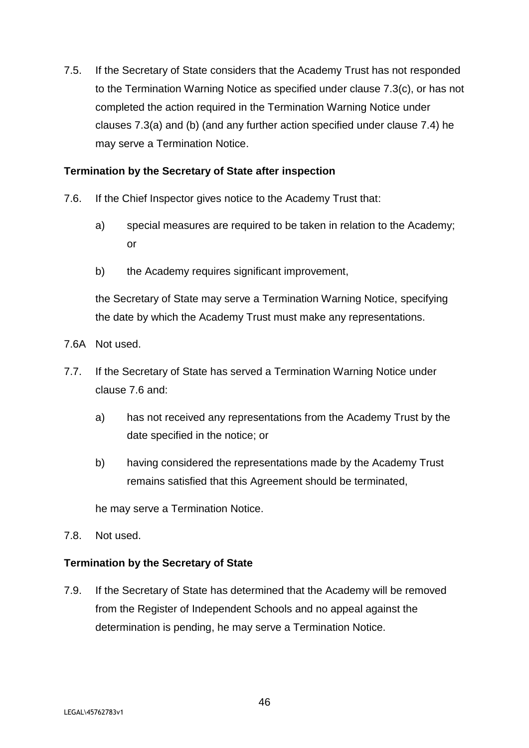7.5. If the Secretary of State considers that the Academy Trust has not responded to the Termination Warning Notice as specified under clause 7.3(c), or has not completed the action required in the Termination Warning Notice under clauses 7.3(a) and (b) (and any further action specified under clause 7.4) he may serve a Termination Notice.

**Termination by the Secretary of State after inspection**

7.6. If the Chief Inspector gives notice to the Academy Trust that:

a) special measures are required to be taken in relation to the Academy; or

b) the Academy requires significant improvement,

the Secretary of State may serve a Termination Warning Notice, specifying the date by which the Academy Trust must make any representations.

7.6A Not used.

7.7. If the Secretary of State has served a Termination Warning Notice under clause 7.6 and:

a) has not received any representations from the Academy Trust by the date specified in the notice; or

b) having considered the representations made by the Academy Trust remains satisfied that this Agreement should be terminated,

he may serve a Termination Notice.

7.8. Not used.

**Termination by the Secretary of State**

7.9. If the Secretary of State has determined that the Academy will be removed from the Register of Independent Schools and no appeal against the determination is pending, he may serve a Termination Notice.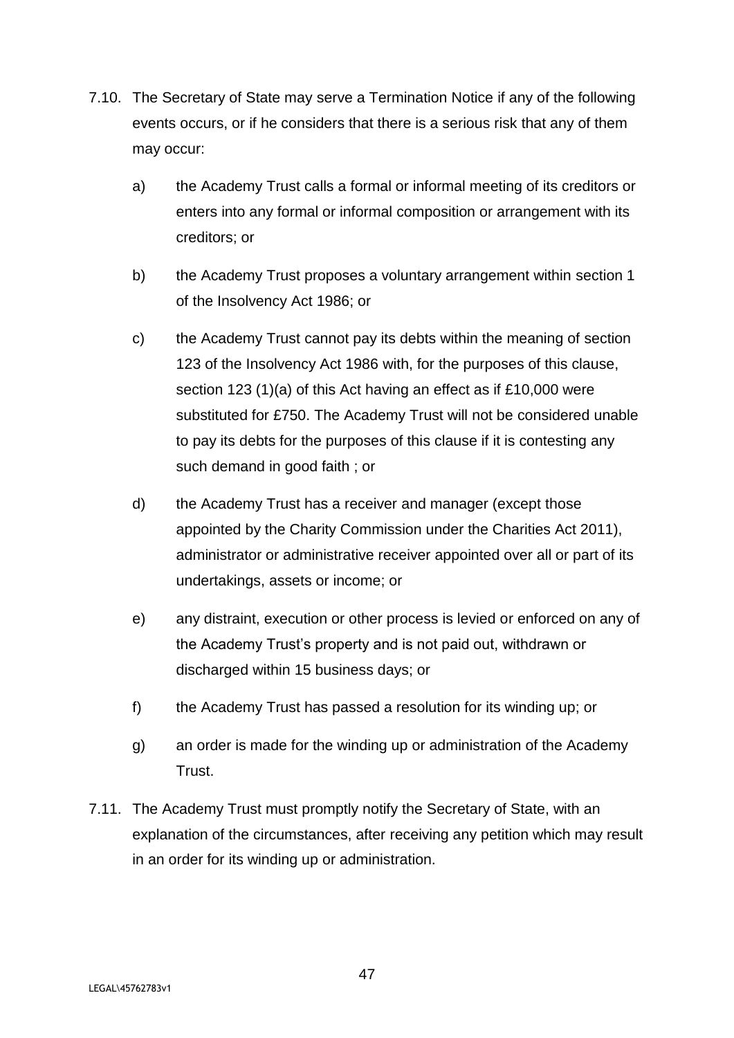7.10. The Secretary of State may serve a Termination Notice if any of the following events occurs, or if he considers that there is a serious risk that any of them may occur:

a) the Academy Trust calls a formal or informal meeting of its creditors or enters into any formal or informal composition or arrangement with its creditors; or

b) the Academy Trust proposes a voluntary arrangement within section 1 of the Insolvency Act 1986; or

c) the Academy Trust cannot pay its debts within the meaning of section 123 of the Insolvency Act 1986 with, for the purposes of this clause, section 123 (1)(a) of this Act having an effect as if £10,000 were substituted for £750. The Academy Trust will not be considered unable to pay its debts for the purposes of this clause if it is contesting any such demand in good faith ; or

d) the Academy Trust has a receiver and manager (except those appointed by the Charity Commission under the Charities Act 2011), administrator or administrative receiver appointed over all or part of its undertakings, assets or income; or

e) any distraint, execution or other process is levied or enforced on any of the Academy Trust's property and is not paid out, withdrawn or discharged within 15 business days; or

f) the Academy Trust has passed a resolution for its winding up; or

g) an order is made for the winding up or administration of the Academy Trust.

7.11. The Academy Trust must promptly notify the Secretary of State, with an explanation of the circumstances, after receiving any petition which may result in an order for its winding up or administration.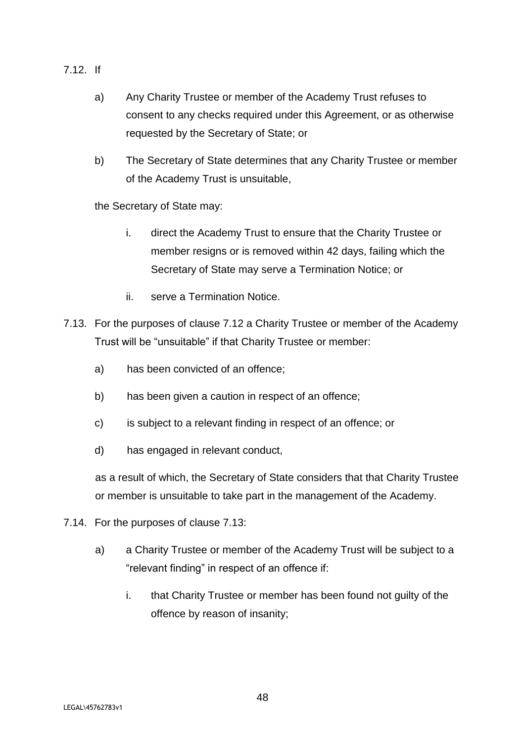7.12. If

a) Any Charity Trustee or member of the Academy Trust refuses to consent to any checks required under this Agreement, or as otherwise requested by the Secretary of State; or

b) The Secretary of State determines that any Charity Trustee or member of the Academy Trust is unsuitable,

the Secretary of State may:

i. direct the Academy Trust to ensure that the Charity Trustee or member resigns or is removed within 42 days, failing which the Secretary of State may serve a Termination Notice; or

ii. serve a Termination Notice.

7.13. For the purposes of clause 7.12 a Charity Trustee or member of the Academy Trust will be "unsuitable" if that Charity Trustee or member:

a) has been convicted of an offence;

b) has been given a caution in respect of an offence;

c) is subject to a relevant finding in respect of an offence; or

d) has engaged in relevant conduct,

as a result of which, the Secretary of State considers that that Charity Trustee or member is unsuitable to take part in the management of the Academy.

7.14. For the purposes of clause 7.13:

a) a Charity Trustee or member of the Academy Trust will be subject to a "relevant finding" in respect of an offence if:

i. that Charity Trustee or member has been found not guilty of the offence by reason of insanity;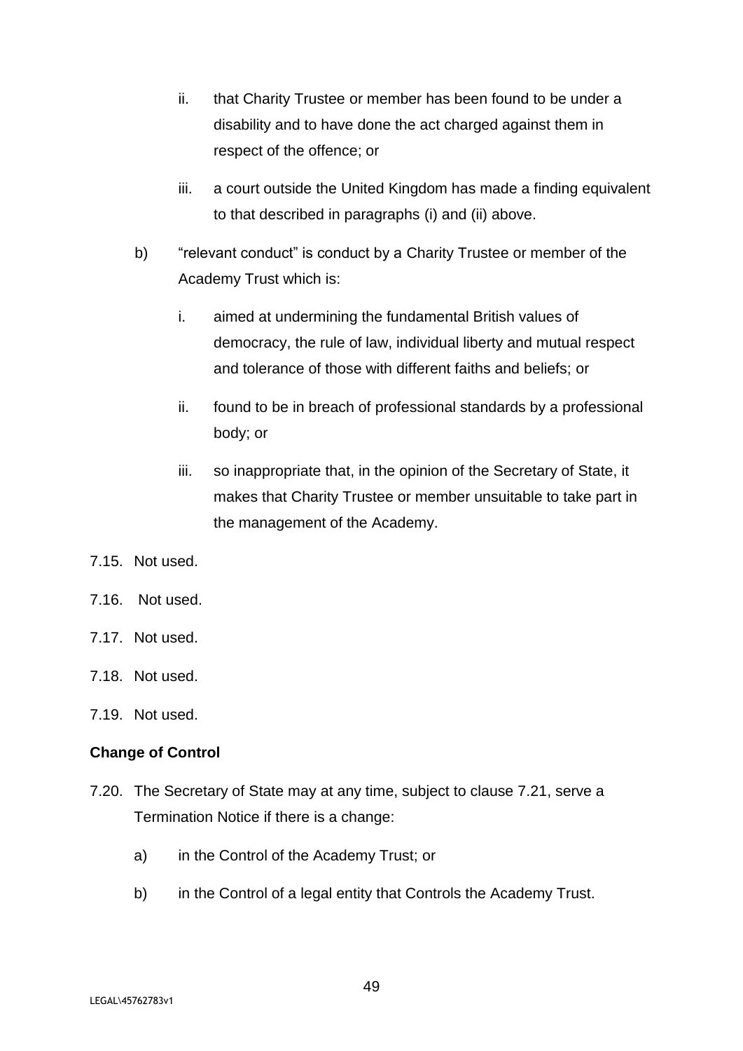ii. that Charity Trustee or member has been found to be under a disability and to have done the act charged against them in respect of the offence; or

   iii. a court outside the United Kingdom has made a finding equivalent to that described in paragraphs (i) and (ii) above.

b) "relevant conduct" is conduct by a Charity Trustee or member of the Academy Trust which is:

   i. aimed at undermining the fundamental British values of democracy, the rule of law, individual liberty and mutual respect and tolerance of those with different faiths and beliefs; or

   ii. found to be in breach of professional standards by a professional body; or

   iii. so inappropriate that, in the opinion of the Secretary of State, it makes that Charity Trustee or member unsuitable to take part in the management of the Academy.

7.15. Not used.

7.16. Not used.

7.17. Not used.

7.18. Not used.

7.19. Not used.

**Change of Control**

7.20. The Secretary of State may at any time, subject to clause 7.21, serve a Termination Notice if there is a change:

   a) in the Control of the Academy Trust; or

   b) in the Control of a legal entity that Controls the Academy Trust.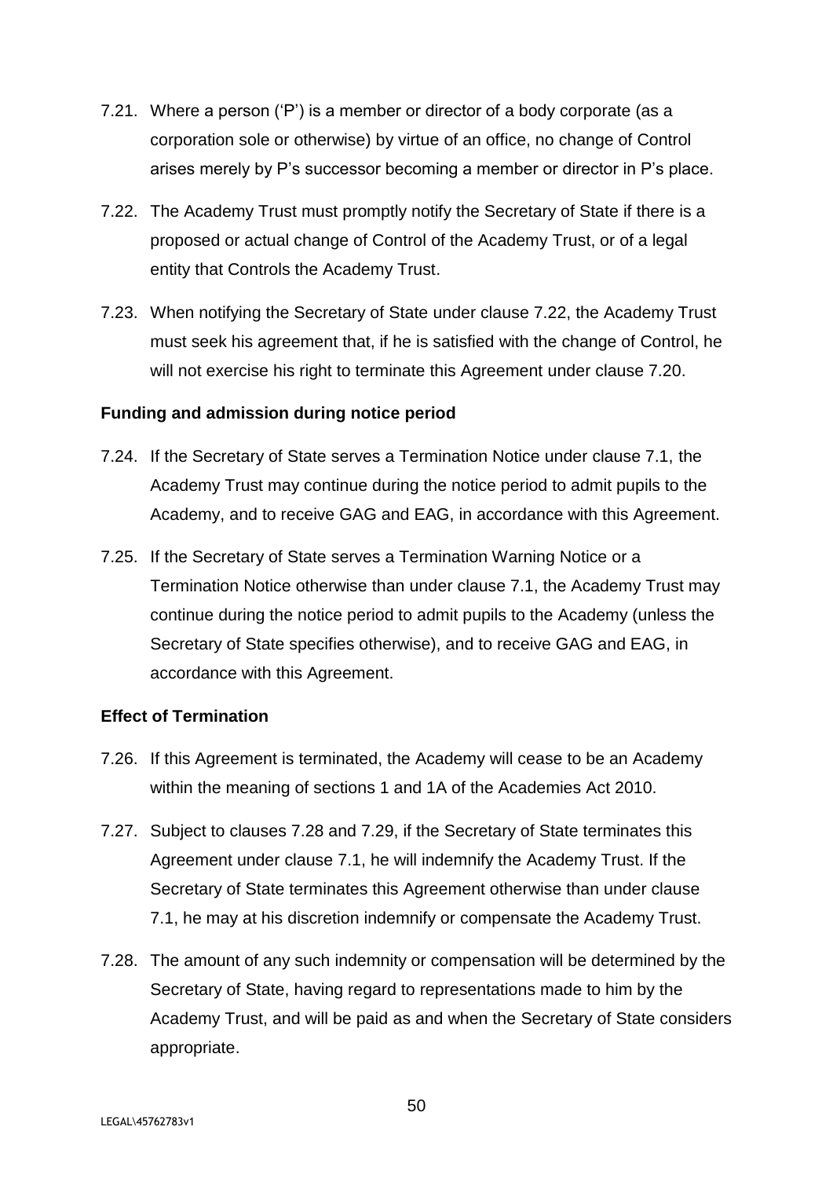7.21. Where a person ('P') is a member or director of a body corporate (as a corporation sole or otherwise) by virtue of an office, no change of Control arises merely by P's successor becoming a member or director in P's place.

7.22. The Academy Trust must promptly notify the Secretary of State if there is a proposed or actual change of Control of the Academy Trust, or of a legal entity that Controls the Academy Trust.

7.23. When notifying the Secretary of State under clause 7.22, the Academy Trust must seek his agreement that, if he is satisfied with the change of Control, he will not exercise his right to terminate this Agreement under clause 7.20.

**Funding and admission during notice period**

7.24. If the Secretary of State serves a Termination Notice under clause 7.1, the Academy Trust may continue during the notice period to admit pupils to the Academy, and to receive GAG and EAG, in accordance with this Agreement.

7.25. If the Secretary of State serves a Termination Warning Notice or a Termination Notice otherwise than under clause 7.1, the Academy Trust may continue during the notice period to admit pupils to the Academy (unless the Secretary of State specifies otherwise), and to receive GAG and EAG, in accordance with this Agreement.

**Effect of Termination**

7.26. If this Agreement is terminated, the Academy will cease to be an Academy within the meaning of sections 1 and 1A of the Academies Act 2010.

7.27. Subject to clauses 7.28 and 7.29, if the Secretary of State terminates this Agreement under clause 7.1, he will indemnify the Academy Trust. If the Secretary of State terminates this Agreement otherwise than under clause 7.1, he may at his discretion indemnify or compensate the Academy Trust.

7.28. The amount of any such indemnity or compensation will be determined by the Secretary of State, having regard to representations made to him by the Academy Trust, and will be paid as and when the Secretary of State considers appropriate.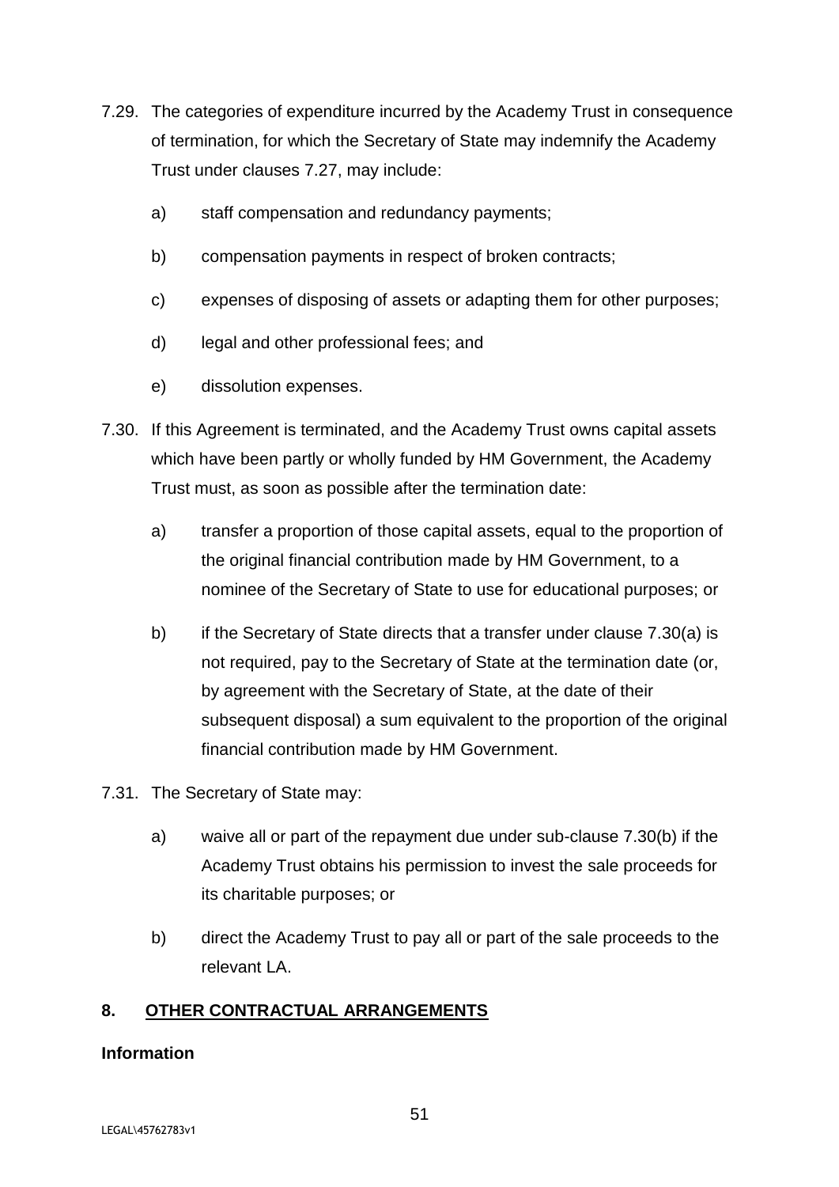7.29. The categories of expenditure incurred by the Academy Trust in consequence of termination, for which the Secretary of State may indemnify the Academy Trust under clauses 7.27, may include:

a) staff compensation and redundancy payments;

b) compensation payments in respect of broken contracts;

c) expenses of disposing of assets or adapting them for other purposes;

d) legal and other professional fees; and

e) dissolution expenses.

7.30. If this Agreement is terminated, and the Academy Trust owns capital assets which have been partly or wholly funded by HM Government, the Academy Trust must, as soon as possible after the termination date:

a) transfer a proportion of those capital assets, equal to the proportion of the original financial contribution made by HM Government, to a nominee of the Secretary of State to use for educational purposes; or

b) if the Secretary of State directs that a transfer under clause 7.30(a) is not required, pay to the Secretary of State at the termination date (or, by agreement with the Secretary of State, at the date of their subsequent disposal) a sum equivalent to the proportion of the original financial contribution made by HM Government.

7.31. The Secretary of State may:

a) waive all or part of the repayment due under sub-clause 7.30(b) if the Academy Trust obtains his permission to invest the sale proceeds for its charitable purposes; or

b) direct the Academy Trust to pay all or part of the sale proceeds to the relevant LA.

## 8. OTHER CONTRACTUAL ARRANGEMENTS

**Information**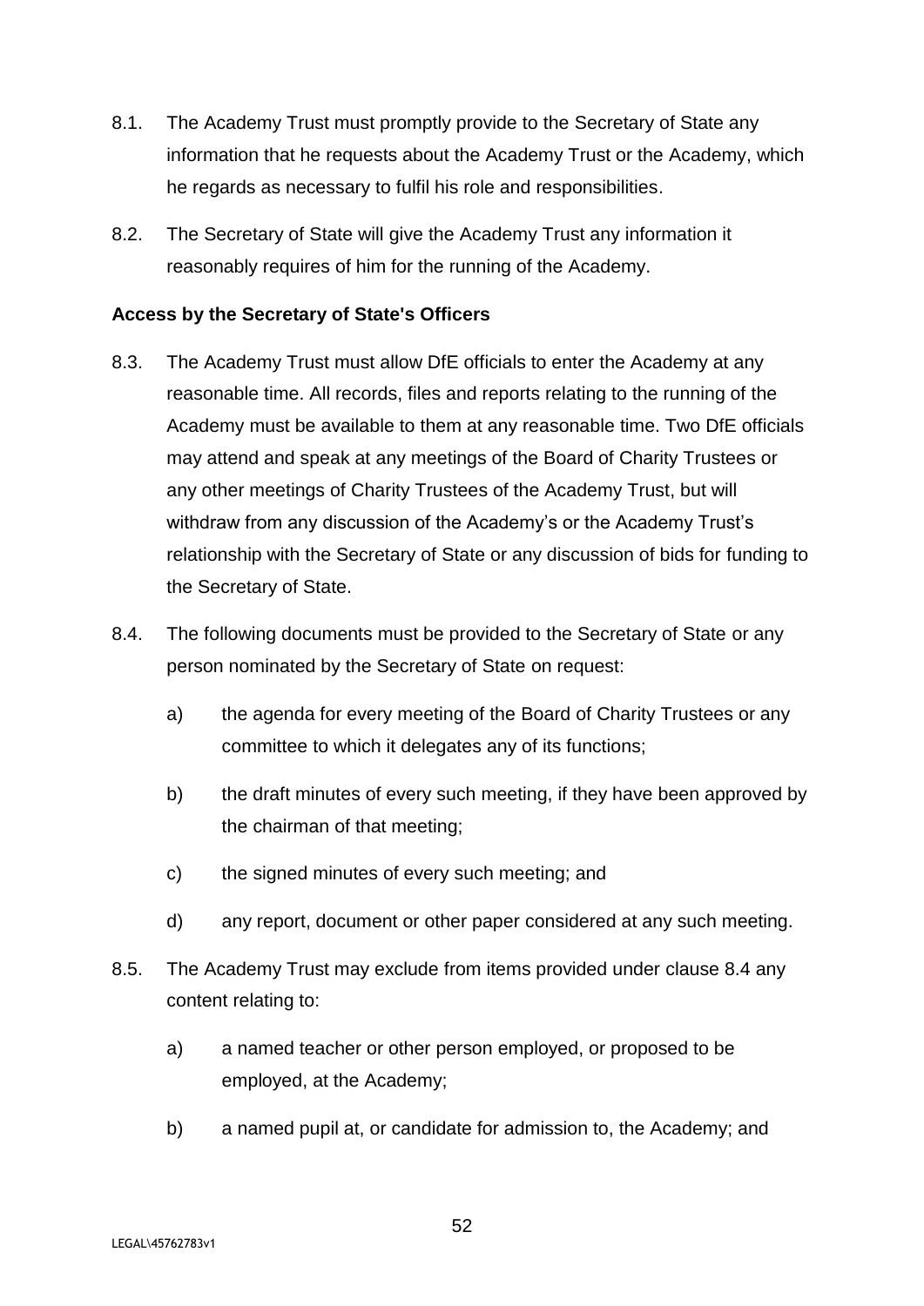8.1. The Academy Trust must promptly provide to the Secretary of State any information that he requests about the Academy Trust or the Academy, which he regards as necessary to fulfil his role and responsibilities.

8.2. The Secretary of State will give the Academy Trust any information it reasonably requires of him for the running of the Academy.

**Access by the Secretary of State's Officers**

8.3. The Academy Trust must allow DfE officials to enter the Academy at any reasonable time. All records, files and reports relating to the running of the Academy must be available to them at any reasonable time. Two DfE officials may attend and speak at any meetings of the Board of Charity Trustees or any other meetings of Charity Trustees of the Academy Trust, but will withdraw from any discussion of the Academy's or the Academy Trust's relationship with the Secretary of State or any discussion of bids for funding to the Secretary of State.

8.4. The following documents must be provided to the Secretary of State or any person nominated by the Secretary of State on request:

a) the agenda for every meeting of the Board of Charity Trustees or any committee to which it delegates any of its functions;

b) the draft minutes of every such meeting, if they have been approved by the chairman of that meeting;

c) the signed minutes of every such meeting; and

d) any report, document or other paper considered at any such meeting.

8.5. The Academy Trust may exclude from items provided under clause 8.4 any content relating to:

a) a named teacher or other person employed, or proposed to be employed, at the Academy;

b) a named pupil at, or candidate for admission to, the Academy; and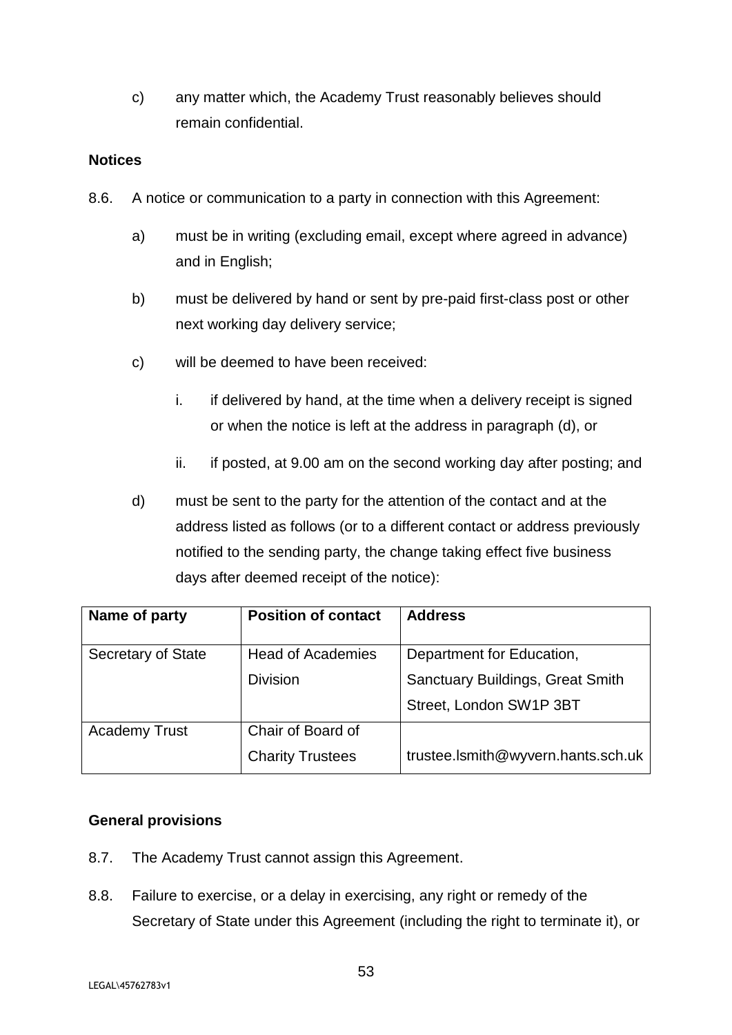c) any matter which, the Academy Trust reasonably believes should remain confidential.

**Notices**

8.6. A notice or communication to a party in connection with this Agreement:

a) must be in writing (excluding email, except where agreed in advance) and in English;

b) must be delivered by hand or sent by pre-paid first-class post or other next working day delivery service;

c) will be deemed to have been received:

i. if delivered by hand, at the time when a delivery receipt is signed or when the notice is left at the address in paragraph (d), or

ii. if posted, at 9.00 am on the second working day after posting; and

d) must be sent to the party for the attention of the contact and at the address listed as follows (or to a different contact or address previously notified to the sending party, the change taking effect five business days after deemed receipt of the notice):

| Name of party | Position of contact | Address |
| --- | --- | --- |
| Secretary of State | Head of Academies Division | Department for Education, Sanctuary Buildings, Great Smith Street, London SW1P 3BT |
| Academy Trust | Chair of Board of Charity Trustees | trustee.lsmith@wyvern.hants.sch.uk |

**General provisions**

8.7. The Academy Trust cannot assign this Agreement.

8.8. Failure to exercise, or a delay in exercising, any right or remedy of the Secretary of State under this Agreement (including the right to terminate it), or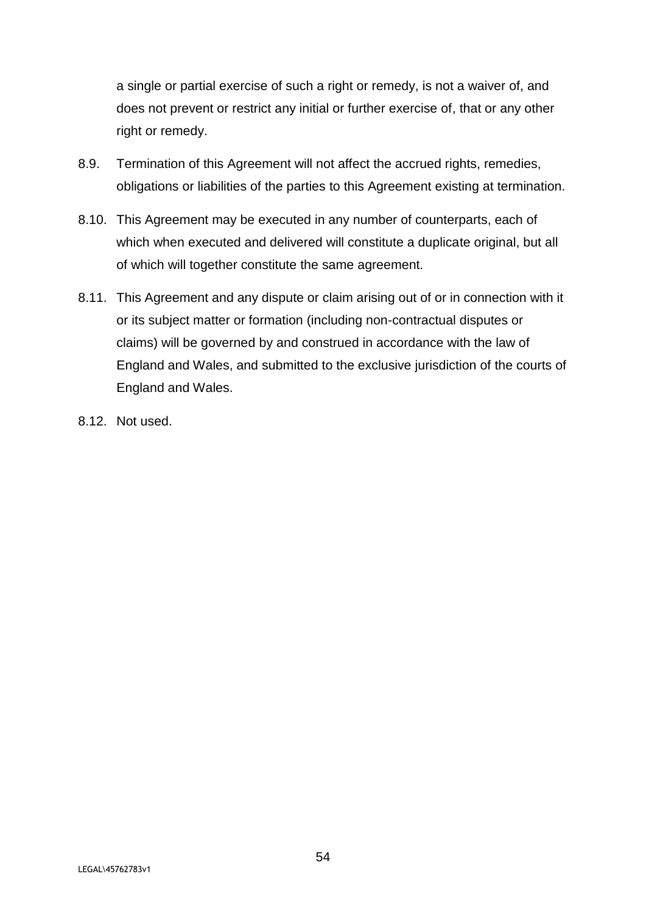a single or partial exercise of such a right or remedy, is not a waiver of, and does not prevent or restrict any initial or further exercise of, that or any other right or remedy.

8.9. Termination of this Agreement will not affect the accrued rights, remedies, obligations or liabilities of the parties to this Agreement existing at termination.

8.10. This Agreement may be executed in any number of counterparts, each of which when executed and delivered will constitute a duplicate original, but all of which will together constitute the same agreement.

8.11. This Agreement and any dispute or claim arising out of or in connection with it or its subject matter or formation (including non-contractual disputes or claims) will be governed by and construed in accordance with the law of England and Wales, and submitted to the exclusive jurisdiction of the courts of England and Wales.

8.12. Not used.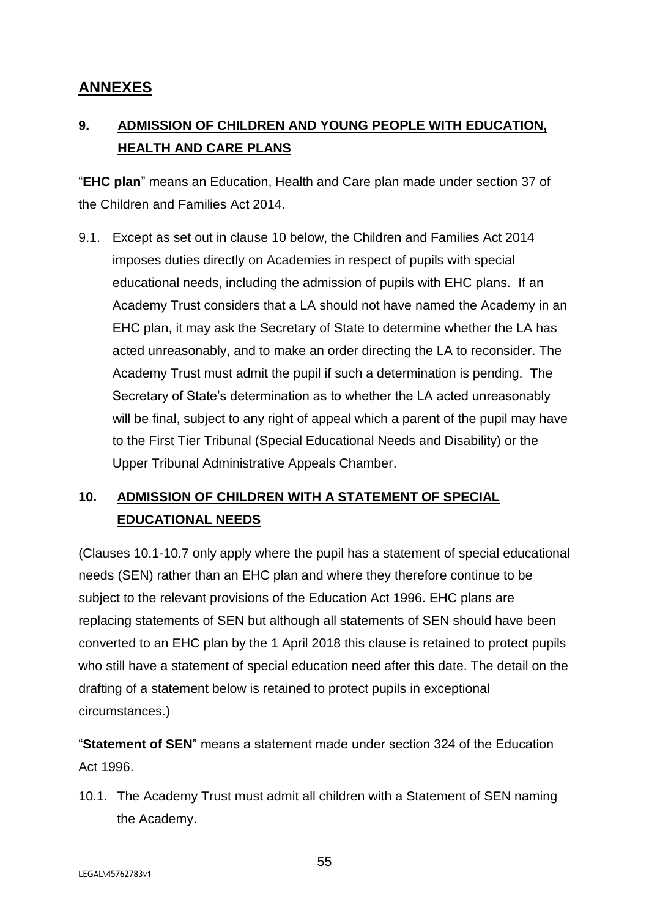## ANNEXES

### 9. ADMISSION OF CHILDREN AND YOUNG PEOPLE WITH EDUCATION, HEALTH AND CARE PLANS

"**EHC plan**" means an Education, Health and Care plan made under section 37 of the Children and Families Act 2014.

9.1. Except as set out in clause 10 below, the Children and Families Act 2014 imposes duties directly on Academies in respect of pupils with special educational needs, including the admission of pupils with EHC plans. If an Academy Trust considers that a LA should not have named the Academy in an EHC plan, it may ask the Secretary of State to determine whether the LA has acted unreasonably, and to make an order directing the LA to reconsider. The Academy Trust must admit the pupil if such a determination is pending. The Secretary of State's determination as to whether the LA acted unreasonably will be final, subject to any right of appeal which a parent of the pupil may have to the First Tier Tribunal (Special Educational Needs and Disability) or the Upper Tribunal Administrative Appeals Chamber.

### 10. ADMISSION OF CHILDREN WITH A STATEMENT OF SPECIAL EDUCATIONAL NEEDS

(Clauses 10.1-10.7 only apply where the pupil has a statement of special educational needs (SEN) rather than an EHC plan and where they therefore continue to be subject to the relevant provisions of the Education Act 1996. EHC plans are replacing statements of SEN but although all statements of SEN should have been converted to an EHC plan by the 1 April 2018 this clause is retained to protect pupils who still have a statement of special education need after this date. The detail on the drafting of a statement below is retained to protect pupils in exceptional circumstances.)

"**Statement of SEN**" means a statement made under section 324 of the Education Act 1996.

10.1. The Academy Trust must admit all children with a Statement of SEN naming the Academy.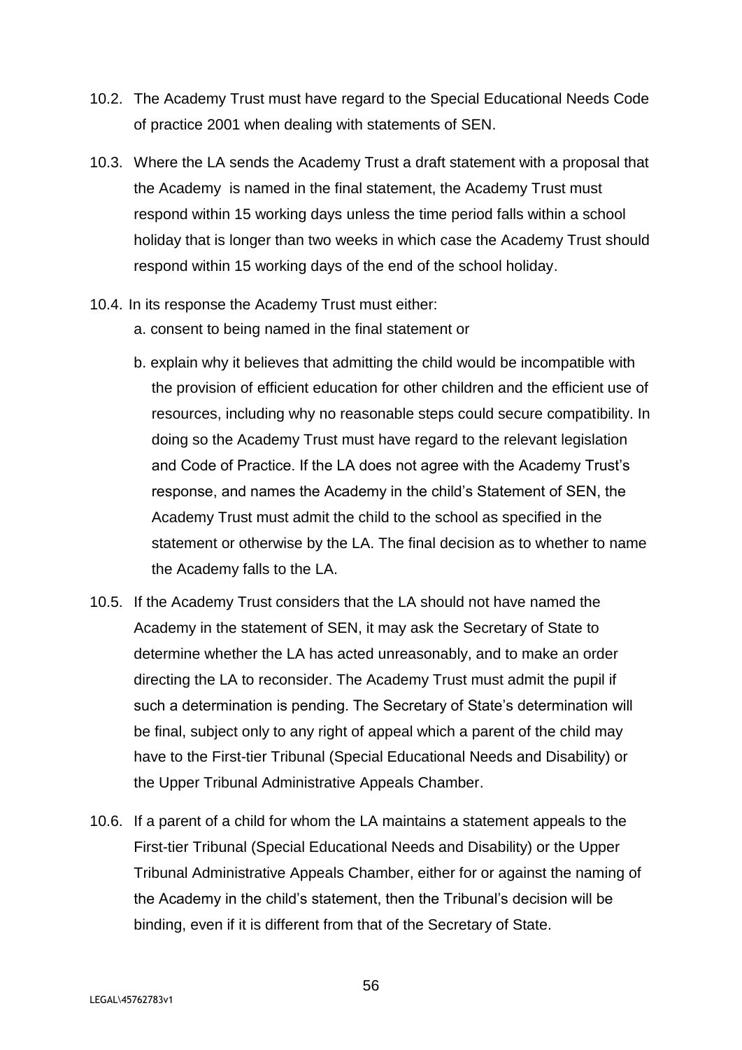10.2. The Academy Trust must have regard to the Special Educational Needs Code of practice 2001 when dealing with statements of SEN.

10.3. Where the LA sends the Academy Trust a draft statement with a proposal that the Academy is named in the final statement, the Academy Trust must respond within 15 working days unless the time period falls within a school holiday that is longer than two weeks in which case the Academy Trust should respond within 15 working days of the end of the school holiday.

10.4. In its response the Academy Trust must either:

a. consent to being named in the final statement or

b. explain why it believes that admitting the child would be incompatible with the provision of efficient education for other children and the efficient use of resources, including why no reasonable steps could secure compatibility. In doing so the Academy Trust must have regard to the relevant legislation and Code of Practice. If the LA does not agree with the Academy Trust's response, and names the Academy in the child's Statement of SEN, the Academy Trust must admit the child to the school as specified in the statement or otherwise by the LA. The final decision as to whether to name the Academy falls to the LA.

10.5. If the Academy Trust considers that the LA should not have named the Academy in the statement of SEN, it may ask the Secretary of State to determine whether the LA has acted unreasonably, and to make an order directing the LA to reconsider. The Academy Trust must admit the pupil if such a determination is pending. The Secretary of State's determination will be final, subject only to any right of appeal which a parent of the child may have to the First-tier Tribunal (Special Educational Needs and Disability) or the Upper Tribunal Administrative Appeals Chamber.

10.6. If a parent of a child for whom the LA maintains a statement appeals to the First-tier Tribunal (Special Educational Needs and Disability) or the Upper Tribunal Administrative Appeals Chamber, either for or against the naming of the Academy in the child's statement, then the Tribunal's decision will be binding, even if it is different from that of the Secretary of State.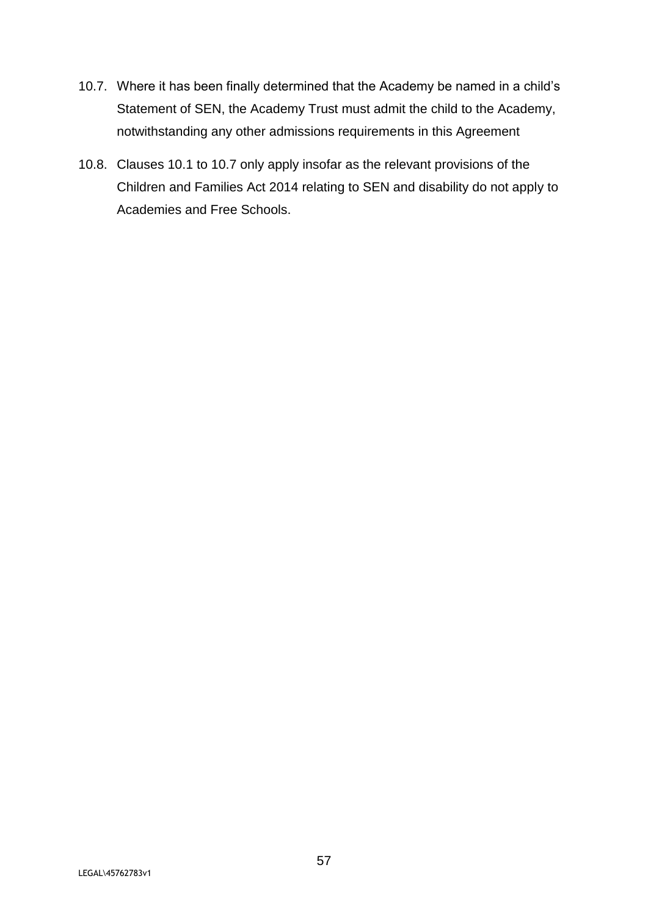10.7. Where it has been finally determined that the Academy be named in a child's Statement of SEN, the Academy Trust must admit the child to the Academy, notwithstanding any other admissions requirements in this Agreement

10.8. Clauses 10.1 to 10.7 only apply insofar as the relevant provisions of the Children and Families Act 2014 relating to SEN and disability do not apply to Academies and Free Schools.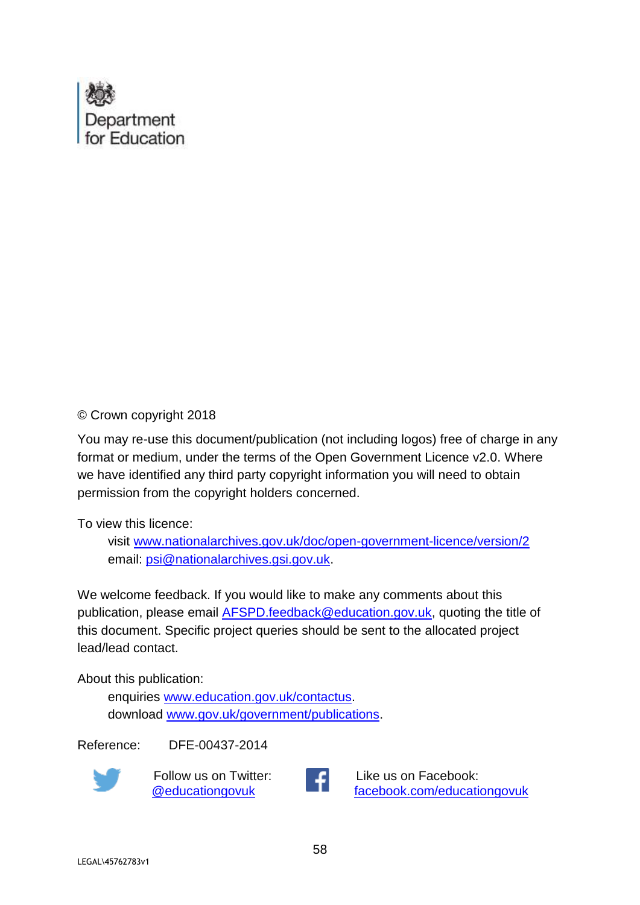Department for Education

© Crown copyright 2018

You may re-use this document/publication (not including logos) free of charge in any format or medium, under the terms of the Open Government Licence v2.0. Where we have identified any third party copyright information you will need to obtain permission from the copyright holders concerned.

To view this licence:

visit www.nationalarchives.gov.uk/doc/open-government-licence/version/2
email: psi@nationalarchives.gsi.gov.uk.

We welcome feedback. If you would like to make any comments about this publication, please email AFSPD.feedback@education.gov.uk, quoting the title of this document. Specific project queries should be sent to the allocated project lead/lead contact.

About this publication:

enquiries www.education.gov.uk/contactus.
download www.gov.uk/government/publications.

Reference: DFE-00437-2014

Follow us on Twitter: @educationgovuk

Like us on Facebook: facebook.com/educationgovuk

LEGAL\45762783v1